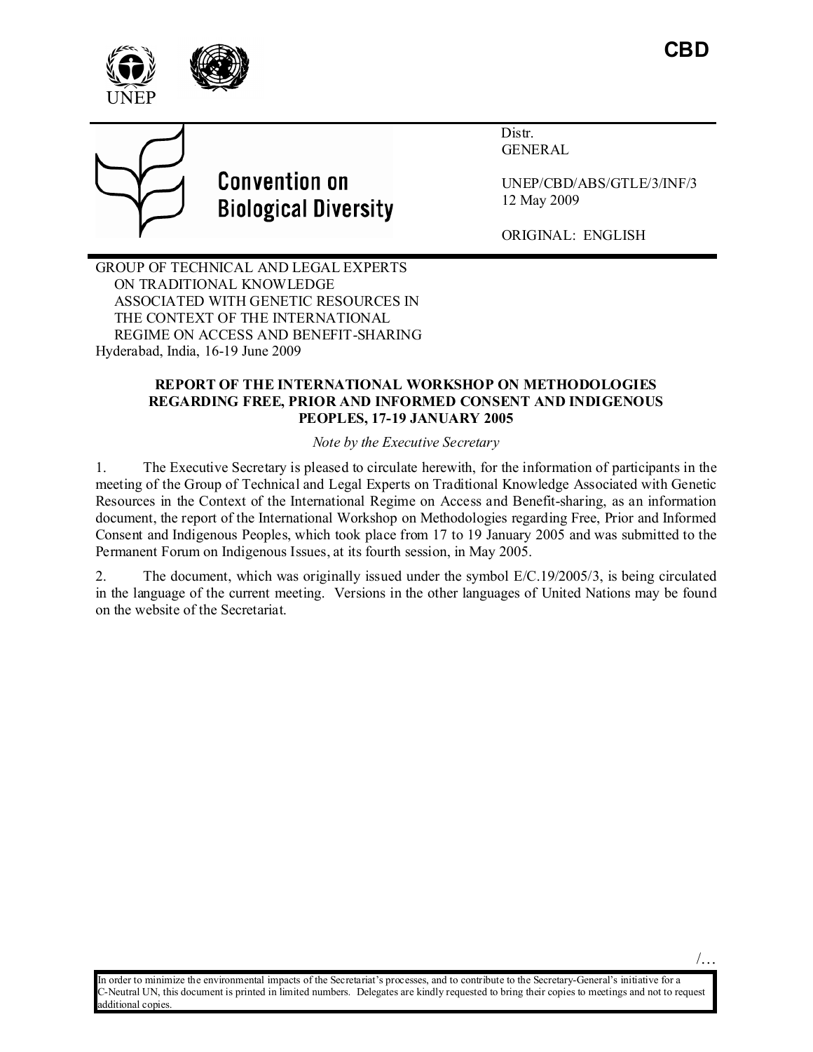CBD

UNEP

Convention on Biological Diversity

Distr.
GENERAL

UNEP/CBD/ABS/GTLE/3/INF/3
12 May 2009

ORIGINAL: ENGLISH

GROUP OF TECHNICAL AND LEGAL EXPERTS ON TRADITIONAL KNOWLEDGE ASSOCIATED WITH GENETIC RESOURCES IN THE CONTEXT OF THE INTERNATIONAL REGIME ON ACCESS AND BENEFIT-SHARING
Hyderabad, India, 16-19 June 2009

# REPORT OF THE INTERNATIONAL WORKSHOP ON METHODOLOGIES REGARDING FREE, PRIOR AND INFORMED CONSENT AND INDIGENOUS PEOPLES, 17-19 JANUARY 2005

*Note by the Executive Secretary*

1. The Executive Secretary is pleased to circulate herewith, for the information of participants in the meeting of the Group of Technical and Legal Experts on Traditional Knowledge Associated with Genetic Resources in the Context of the International Regime on Access and Benefit-sharing, as an information document, the report of the International Workshop on Methodologies regarding Free, Prior and Informed Consent and Indigenous Peoples, which took place from 17 to 19 January 2005 and was submitted to the Permanent Forum on Indigenous Issues, at its fourth session, in May 2005.

2. The document, which was originally issued under the symbol E/C.19/2005/3, is being circulated in the language of the current meeting. Versions in the other languages of United Nations may be found on the website of the Secretariat.

In order to minimize the environmental impacts of the Secretariat's processes, and to contribute to the Secretary-General's initiative for a C-Neutral UN, this document is printed in limited numbers. Delegates are kindly requested to bring their copies to meetings and not to request additional copies.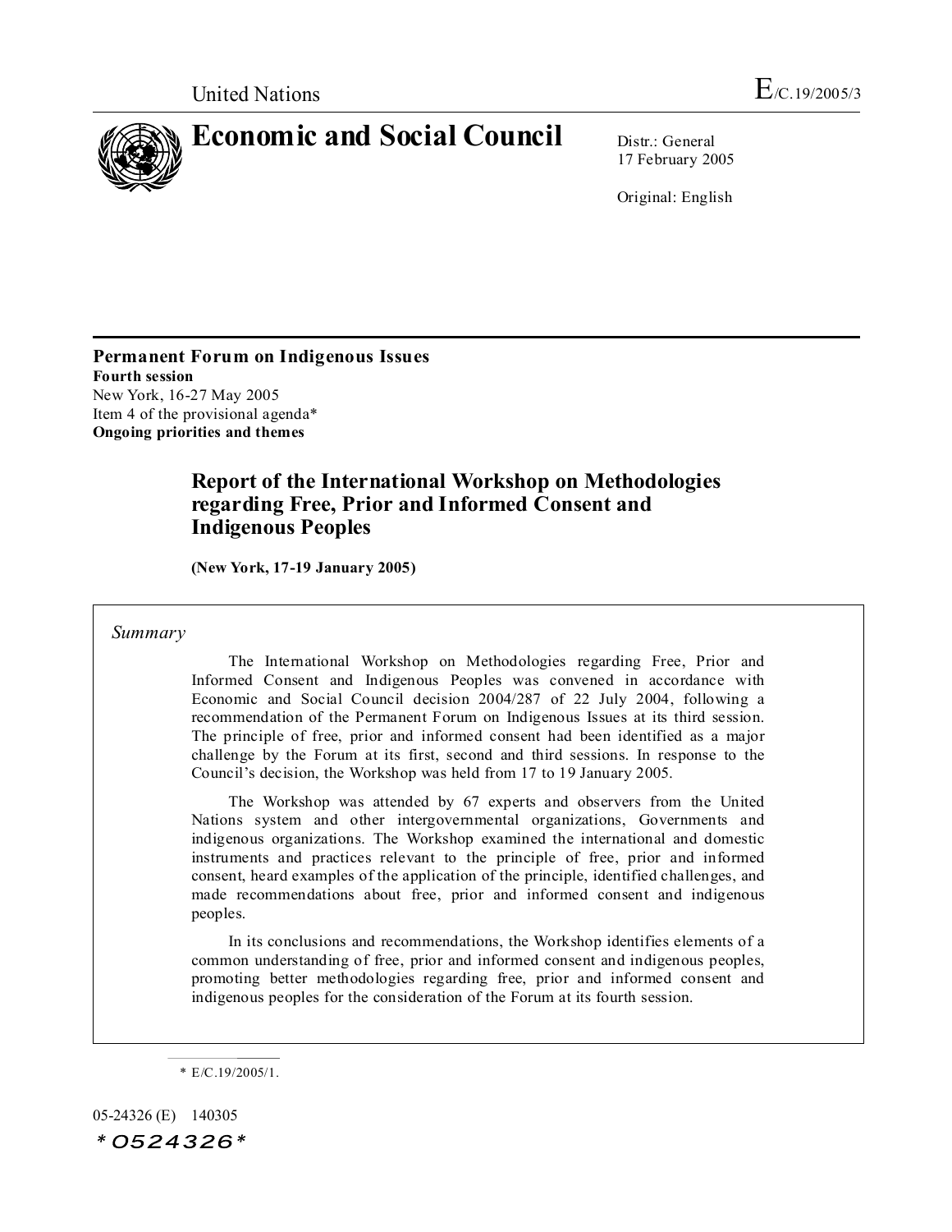United Nations

E/C.19/2005/3

# Economic and Social Council

Distr.: General
17 February 2005

Original: English

**Permanent Forum on Indigenous Issues**
**Fourth session**
New York, 16-27 May 2005
Item 4 of the provisional agenda*
**Ongoing priorities and themes**

## Report of the International Workshop on Methodologies regarding Free, Prior and Informed Consent and Indigenous Peoples

**(New York, 17-19 January 2005)**

*Summary*

The International Workshop on Methodologies regarding Free, Prior and Informed Consent and Indigenous Peoples was convened in accordance with Economic and Social Council decision 2004/287 of 22 July 2004, following a recommendation of the Permanent Forum on Indigenous Issues at its third session. The principle of free, prior and informed consent had been identified as a major challenge by the Forum at its first, second and third sessions. In response to the Council's decision, the Workshop was held from 17 to 19 January 2005.

The Workshop was attended by 67 experts and observers from the United Nations system and other intergovernmental organizations, Governments and indigenous organizations. The Workshop examined the international and domestic instruments and practices relevant to the principle of free, prior and informed consent, heard examples of the application of the principle, identified challenges, and made recommendations about free, prior and informed consent and indigenous peoples.

In its conclusions and recommendations, the Workshop identifies elements of a common understanding of free, prior and informed consent and indigenous peoples, promoting better methodologies regarding free, prior and informed consent and indigenous peoples for the consideration of the Forum at its fourth session.

\* E/C.19/2005/1.

05-24326 (E) 140305

*0524326*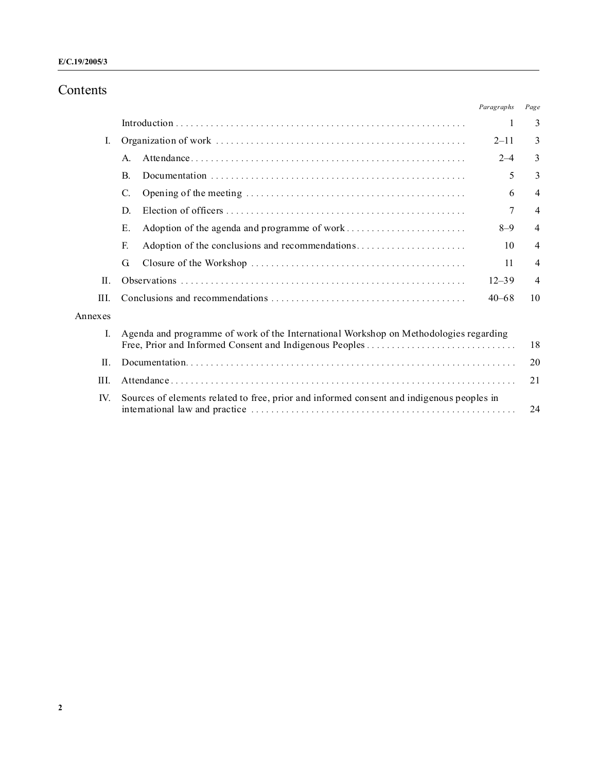# Contents

| | | Paragraphs | Page |
|---|---|---|---|
| | Introduction | 1 | 3 |
| I. | Organization of work | 2–11 | 3 |
| | A. Attendance | 2–4 | 3 |
| | B. Documentation | 5 | 3 |
| | C. Opening of the meeting | 6 | 4 |
| | D. Election of officers | 7 | 4 |
| | E. Adoption of the agenda and programme of work | 8–9 | 4 |
| | F. Adoption of the conclusions and recommendations | 10 | 4 |
| | G. Closure of the Workshop | 11 | 4 |
| II. | Observations | 12–39 | 4 |
| III. | Conclusions and recommendations | 40–68 | 10 |
| Annexes | | | |
| I. | Agenda and programme of work of the International Workshop on Methodologies regarding Free, Prior and Informed Consent and Indigenous Peoples | | 18 |
| II. | Documentation | | 20 |
| III. | Attendance | | 21 |
| IV. | Sources of elements related to free, prior and informed consent and indigenous peoples in international law and practice | | 24 |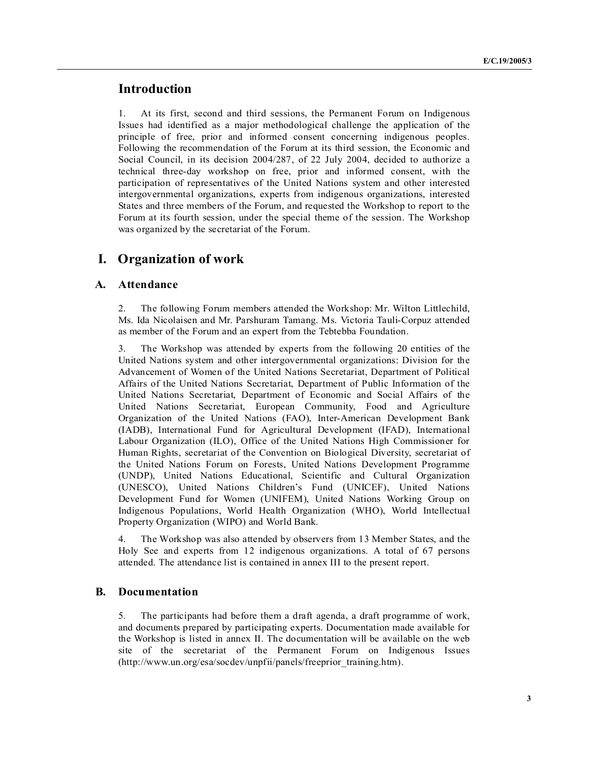## Introduction

1. At its first, second and third sessions, the Permanent Forum on Indigenous Issues had identified as a major methodological challenge the application of the principle of free, prior and informed consent concerning indigenous peoples. Following the recommendation of the Forum at its third session, the Economic and Social Council, in its decision 2004/287, of 22 July 2004, decided to authorize a technical three-day workshop on free, prior and informed consent, with the participation of representatives of the United Nations system and other interested intergovernmental organizations, experts from indigenous organizations, interested States and three members of the Forum, and requested the Workshop to report to the Forum at its fourth session, under the special theme of the session. The Workshop was organized by the secretariat of the Forum.

## I. Organization of work

### A. Attendance

2. The following Forum members attended the Workshop: Mr. Wilton Littlechild, Ms. Ida Nicolaisen and Mr. Parshuram Tamang. Ms. Victoria Tauli-Corpuz attended as member of the Forum and an expert from the Tebtebba Foundation.

3. The Workshop was attended by experts from the following 20 entities of the United Nations system and other intergovernmental organizations: Division for the Advancement of Women of the United Nations Secretariat, Department of Political Affairs of the United Nations Secretariat, Department of Public Information of the United Nations Secretariat, Department of Economic and Social Affairs of the United Nations Secretariat, European Community, Food and Agriculture Organization of the United Nations (FAO), Inter-American Development Bank (IADB), International Fund for Agricultural Development (IFAD), International Labour Organization (ILO), Office of the United Nations High Commissioner for Human Rights, secretariat of the Convention on Biological Diversity, secretariat of the United Nations Forum on Forests, United Nations Development Programme (UNDP), United Nations Educational, Scientific and Cultural Organization (UNESCO), United Nations Children's Fund (UNICEF), United Nations Development Fund for Women (UNIFEM), United Nations Working Group on Indigenous Populations, World Health Organization (WHO), World Intellectual Property Organization (WIPO) and World Bank.

4. The Workshop was also attended by observers from 13 Member States, and the Holy See and experts from 12 indigenous organizations. A total of 67 persons attended. The attendance list is contained in annex III to the present report.

### B. Documentation

5. The participants had before them a draft agenda, a draft programme of work, and documents prepared by participating experts. Documentation made available for the Workshop is listed in annex II. The documentation will be available on the web site of the secretariat of the Permanent Forum on Indigenous Issues (http://www.un.org/esa/socdev/unpfii/panels/freeprior_training.htm).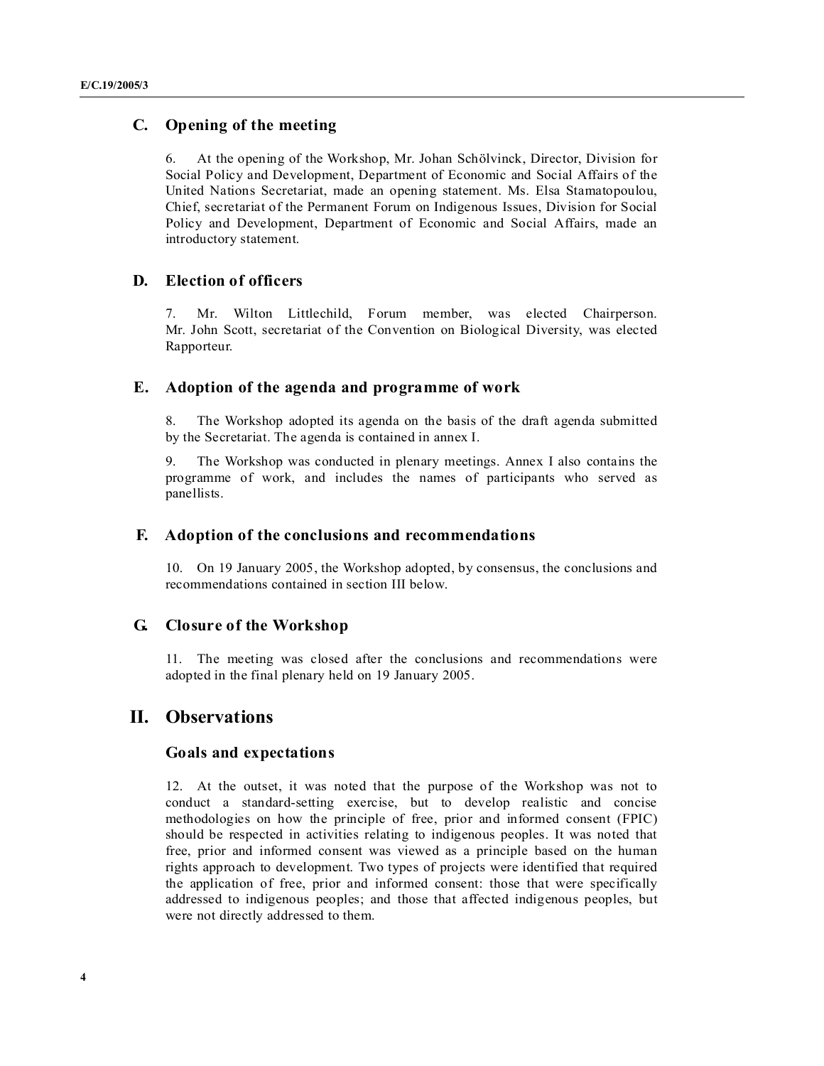### C. Opening of the meeting

6. At the opening of the Workshop, Mr. Johan Schölvinck, Director, Division for Social Policy and Development, Department of Economic and Social Affairs of the United Nations Secretariat, made an opening statement. Ms. Elsa Stamatopoulou, Chief, secretariat of the Permanent Forum on Indigenous Issues, Division for Social Policy and Development, Department of Economic and Social Affairs, made an introductory statement.

### D. Election of officers

7. Mr. Wilton Littlechild, Forum member, was elected Chairperson. Mr. John Scott, secretariat of the Convention on Biological Diversity, was elected Rapporteur.

### E. Adoption of the agenda and programme of work

8. The Workshop adopted its agenda on the basis of the draft agenda submitted by the Secretariat. The agenda is contained in annex I.

9. The Workshop was conducted in plenary meetings. Annex I also contains the programme of work, and includes the names of participants who served as panellists.

### F. Adoption of the conclusions and recommendations

10. On 19 January 2005, the Workshop adopted, by consensus, the conclusions and recommendations contained in section III below.

### G. Closure of the Workshop

11. The meeting was closed after the conclusions and recommendations were adopted in the final plenary held on 19 January 2005.

## II. Observations

### Goals and expectations

12. At the outset, it was noted that the purpose of the Workshop was not to conduct a standard-setting exercise, but to develop realistic and concise methodologies on how the principle of free, prior and informed consent (FPIC) should be respected in activities relating to indigenous peoples. It was noted that free, prior and informed consent was viewed as a principle based on the human rights approach to development. Two types of projects were identified that required the application of free, prior and informed consent: those that were specifically addressed to indigenous peoples; and those that affected indigenous peoples, but were not directly addressed to them.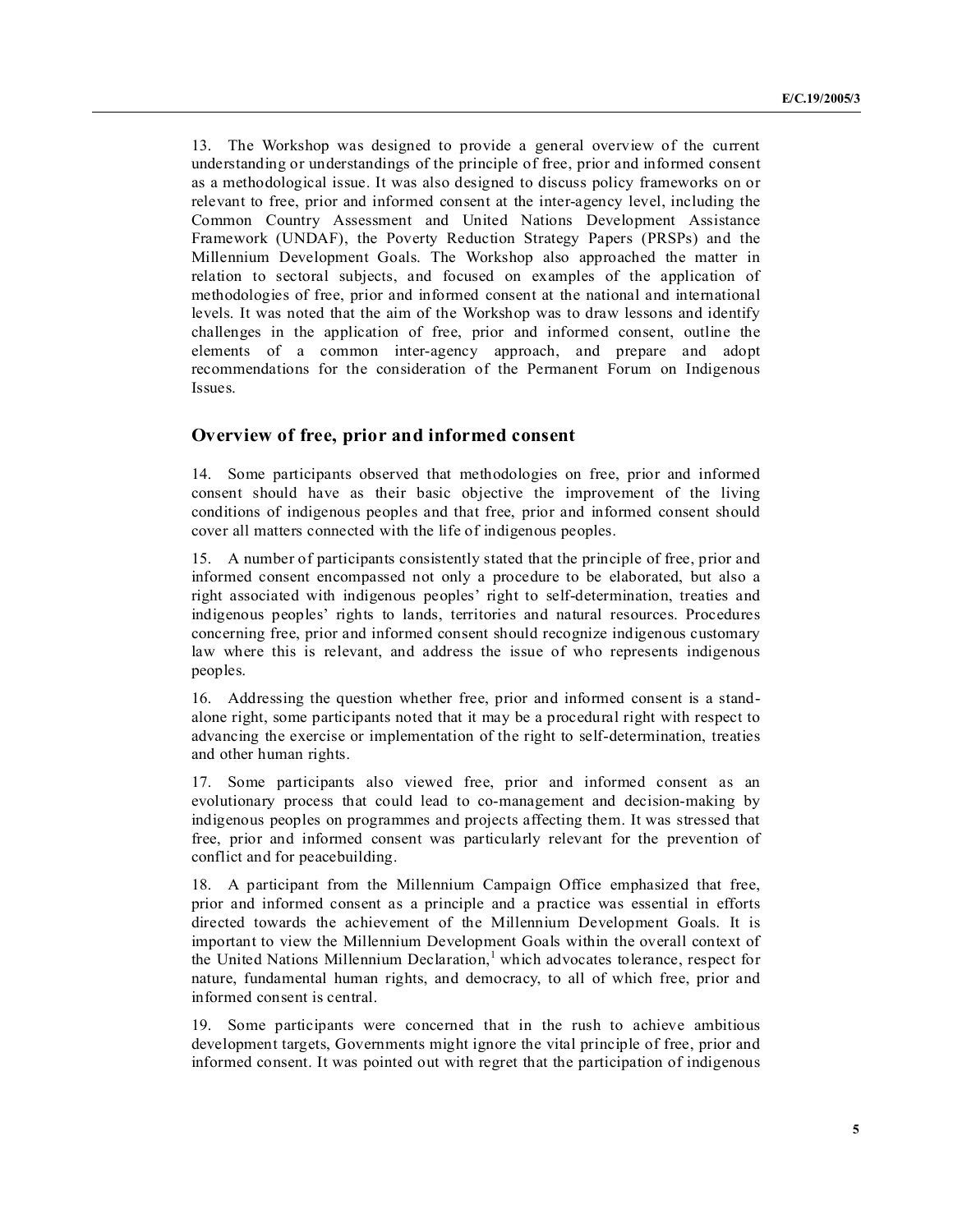13. The Workshop was designed to provide a general overview of the current understanding or understandings of the principle of free, prior and informed consent as a methodological issue. It was also designed to discuss policy frameworks on or relevant to free, prior and informed consent at the inter-agency level, including the Common Country Assessment and United Nations Development Assistance Framework (UNDAF), the Poverty Reduction Strategy Papers (PRSPs) and the Millennium Development Goals. The Workshop also approached the matter in relation to sectoral subjects, and focused on examples of the application of methodologies of free, prior and informed consent at the national and international levels. It was noted that the aim of the Workshop was to draw lessons and identify challenges in the application of free, prior and informed consent, outline the elements of a common inter-agency approach, and prepare and adopt recommendations for the consideration of the Permanent Forum on Indigenous Issues.

## Overview of free, prior and informed consent

14. Some participants observed that methodologies on free, prior and informed consent should have as their basic objective the improvement of the living conditions of indigenous peoples and that free, prior and informed consent should cover all matters connected with the life of indigenous peoples.

15. A number of participants consistently stated that the principle of free, prior and informed consent encompassed not only a procedure to be elaborated, but also a right associated with indigenous peoples' right to self-determination, treaties and indigenous peoples' rights to lands, territories and natural resources. Procedures concerning free, prior and informed consent should recognize indigenous customary law where this is relevant, and address the issue of who represents indigenous peoples.

16. Addressing the question whether free, prior and informed consent is a stand-alone right, some participants noted that it may be a procedural right with respect to advancing the exercise or implementation of the right to self-determination, treaties and other human rights.

17. Some participants also viewed free, prior and informed consent as an evolutionary process that could lead to co-management and decision-making by indigenous peoples on programmes and projects affecting them. It was stressed that free, prior and informed consent was particularly relevant for the prevention of conflict and for peacebuilding.

18. A participant from the Millennium Campaign Office emphasized that free, prior and informed consent as a principle and a practice was essential in efforts directed towards the achievement of the Millennium Development Goals. It is important to view the Millennium Development Goals within the overall context of the United Nations Millennium Declaration,[1] which advocates tolerance, respect for nature, fundamental human rights, and democracy, to all of which free, prior and informed consent is central.

19. Some participants were concerned that in the rush to achieve ambitious development targets, Governments might ignore the vital principle of free, prior and informed consent. It was pointed out with regret that the participation of indigenous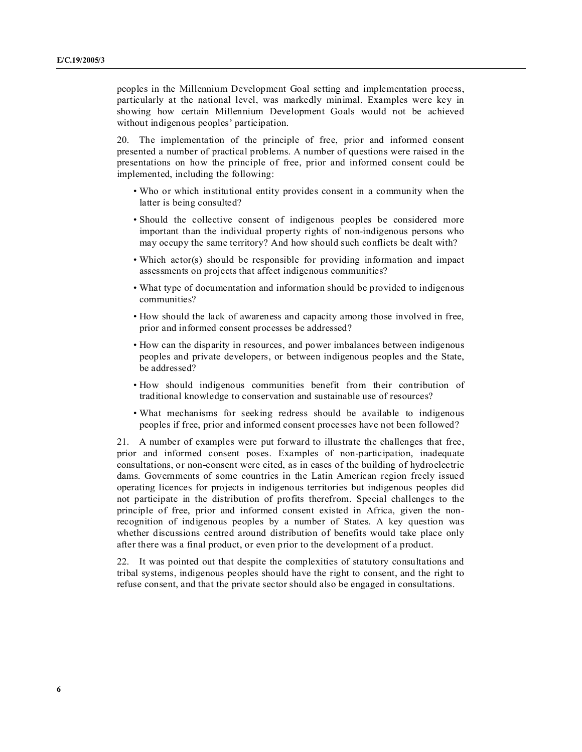peoples in the Millennium Development Goal setting and implementation process, particularly at the national level, was markedly minimal. Examples were key in showing how certain Millennium Development Goals would not be achieved without indigenous peoples' participation.

20. The implementation of the principle of free, prior and informed consent presented a number of practical problems. A number of questions were raised in the presentations on how the principle of free, prior and informed consent could be implemented, including the following:

- Who or which institutional entity provides consent in a community when the latter is being consulted?
- Should the collective consent of indigenous peoples be considered more important than the individual property rights of non-indigenous persons who may occupy the same territory? And how should such conflicts be dealt with?
- Which actor(s) should be responsible for providing information and impact assessments on projects that affect indigenous communities?
- What type of documentation and information should be provided to indigenous communities?
- How should the lack of awareness and capacity among those involved in free, prior and informed consent processes be addressed?
- How can the disparity in resources, and power imbalances between indigenous peoples and private developers, or between indigenous peoples and the State, be addressed?
- How should indigenous communities benefit from their contribution of traditional knowledge to conservation and sustainable use of resources?
- What mechanisms for seeking redress should be available to indigenous peoples if free, prior and informed consent processes have not been followed?

21. A number of examples were put forward to illustrate the challenges that free, prior and informed consent poses. Examples of non-participation, inadequate consultations, or non-consent were cited, as in cases of the building of hydroelectric dams. Governments of some countries in the Latin American region freely issued operating licences for projects in indigenous territories but indigenous peoples did not participate in the distribution of profits therefrom. Special challenges to the principle of free, prior and informed consent existed in Africa, given the non-recognition of indigenous peoples by a number of States. A key question was whether discussions centred around distribution of benefits would take place only after there was a final product, or even prior to the development of a product.

22. It was pointed out that despite the complexities of statutory consultations and tribal systems, indigenous peoples should have the right to consent, and the right to refuse consent, and that the private sector should also be engaged in consultations.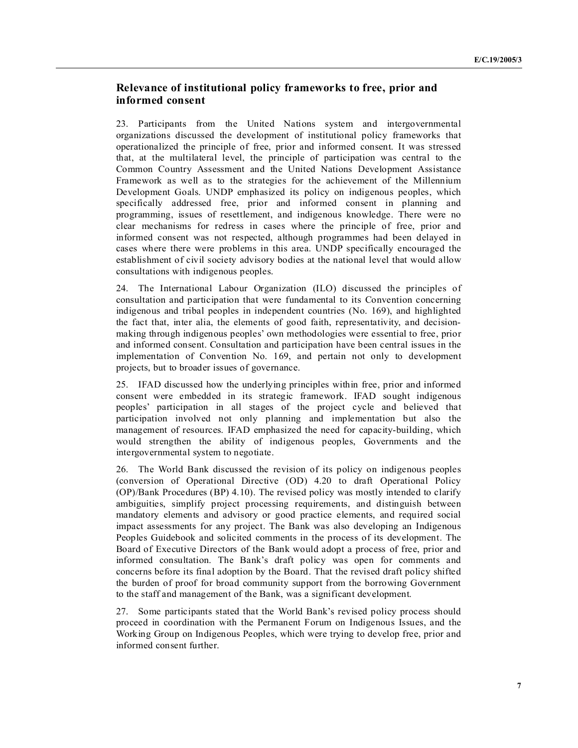## Relevance of institutional policy frameworks to free, prior and informed consent

23. Participants from the United Nations system and intergovernmental organizations discussed the development of institutional policy frameworks that operationalized the principle of free, prior and informed consent. It was stressed that, at the multilateral level, the principle of participation was central to the Common Country Assessment and the United Nations Development Assistance Framework as well as to the strategies for the achievement of the Millennium Development Goals. UNDP emphasized its policy on indigenous peoples, which specifically addressed free, prior and informed consent in planning and programming, issues of resettlement, and indigenous knowledge. There were no clear mechanisms for redress in cases where the principle of free, prior and informed consent was not respected, although programmes had been delayed in cases where there were problems in this area. UNDP specifically encouraged the establishment of civil society advisory bodies at the national level that would allow consultations with indigenous peoples.

24. The International Labour Organization (ILO) discussed the principles of consultation and participation that were fundamental to its Convention concerning indigenous and tribal peoples in independent countries (No. 169), and highlighted the fact that, inter alia, the elements of good faith, representativity, and decision-making through indigenous peoples' own methodologies were essential to free, prior and informed consent. Consultation and participation have been central issues in the implementation of Convention No. 169, and pertain not only to development projects, but to broader issues of governance.

25. IFAD discussed how the underlying principles within free, prior and informed consent were embedded in its strategic framework. IFAD sought indigenous peoples' participation in all stages of the project cycle and believed that participation involved not only planning and implementation but also the management of resources. IFAD emphasized the need for capacity-building, which would strengthen the ability of indigenous peoples, Governments and the intergovernmental system to negotiate.

26. The World Bank discussed the revision of its policy on indigenous peoples (conversion of Operational Directive (OD) 4.20 to draft Operational Policy (OP)/Bank Procedures (BP) 4.10). The revised policy was mostly intended to clarify ambiguities, simplify project processing requirements, and distinguish between mandatory elements and advisory or good practice elements, and required social impact assessments for any project. The Bank was also developing an Indigenous Peoples Guidebook and solicited comments in the process of its development. The Board of Executive Directors of the Bank would adopt a process of free, prior and informed consultation. The Bank's draft policy was open for comments and concerns before its final adoption by the Board. That the revised draft policy shifted the burden of proof for broad community support from the borrowing Government to the staff and management of the Bank, was a significant development.

27. Some participants stated that the World Bank's revised policy process should proceed in coordination with the Permanent Forum on Indigenous Issues, and the Working Group on Indigenous Peoples, which were trying to develop free, prior and informed consent further.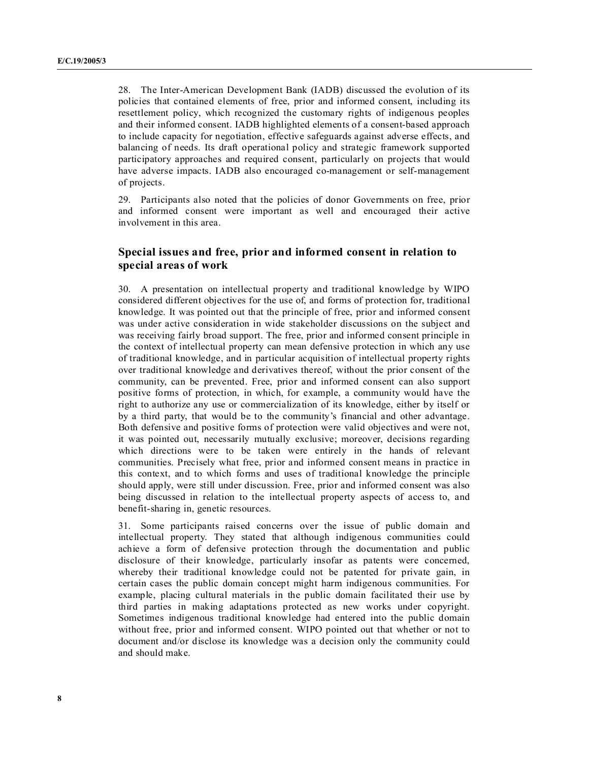28. The Inter-American Development Bank (IADB) discussed the evolution of its policies that contained elements of free, prior and informed consent, including its resettlement policy, which recognized the customary rights of indigenous peoples and their informed consent. IADB highlighted elements of a consent-based approach to include capacity for negotiation, effective safeguards against adverse effects, and balancing of needs. Its draft operational policy and strategic framework supported participatory approaches and required consent, particularly on projects that would have adverse impacts. IADB also encouraged co-management or self-management of projects.

29. Participants also noted that the policies of donor Governments on free, prior and informed consent were important as well and encouraged their active involvement in this area.

### Special issues and free, prior and informed consent in relation to special areas of work

30. A presentation on intellectual property and traditional knowledge by WIPO considered different objectives for the use of, and forms of protection for, traditional knowledge. It was pointed out that the principle of free, prior and informed consent was under active consideration in wide stakeholder discussions on the subject and was receiving fairly broad support. The free, prior and informed consent principle in the context of intellectual property can mean defensive protection in which any use of traditional knowledge, and in particular acquisition of intellectual property rights over traditional knowledge and derivatives thereof, without the prior consent of the community, can be prevented. Free, prior and informed consent can also support positive forms of protection, in which, for example, a community would have the right to authorize any use or commercialization of its knowledge, either by itself or by a third party, that would be to the community's financial and other advantage. Both defensive and positive forms of protection were valid objectives and were not, it was pointed out, necessarily mutually exclusive; moreover, decisions regarding which directions were to be taken were entirely in the hands of relevant communities. Precisely what free, prior and informed consent means in practice in this context, and to which forms and uses of traditional knowledge the principle should apply, were still under discussion. Free, prior and informed consent was also being discussed in relation to the intellectual property aspects of access to, and benefit-sharing in, genetic resources.

31. Some participants raised concerns over the issue of public domain and intellectual property. They stated that although indigenous communities could achieve a form of defensive protection through the documentation and public disclosure of their knowledge, particularly insofar as patents were concerned, whereby their traditional knowledge could not be patented for private gain, in certain cases the public domain concept might harm indigenous communities. For example, placing cultural materials in the public domain facilitated their use by third parties in making adaptations protected as new works under copyright. Sometimes indigenous traditional knowledge had entered into the public domain without free, prior and informed consent. WIPO pointed out that whether or not to document and/or disclose its knowledge was a decision only the community could and should make.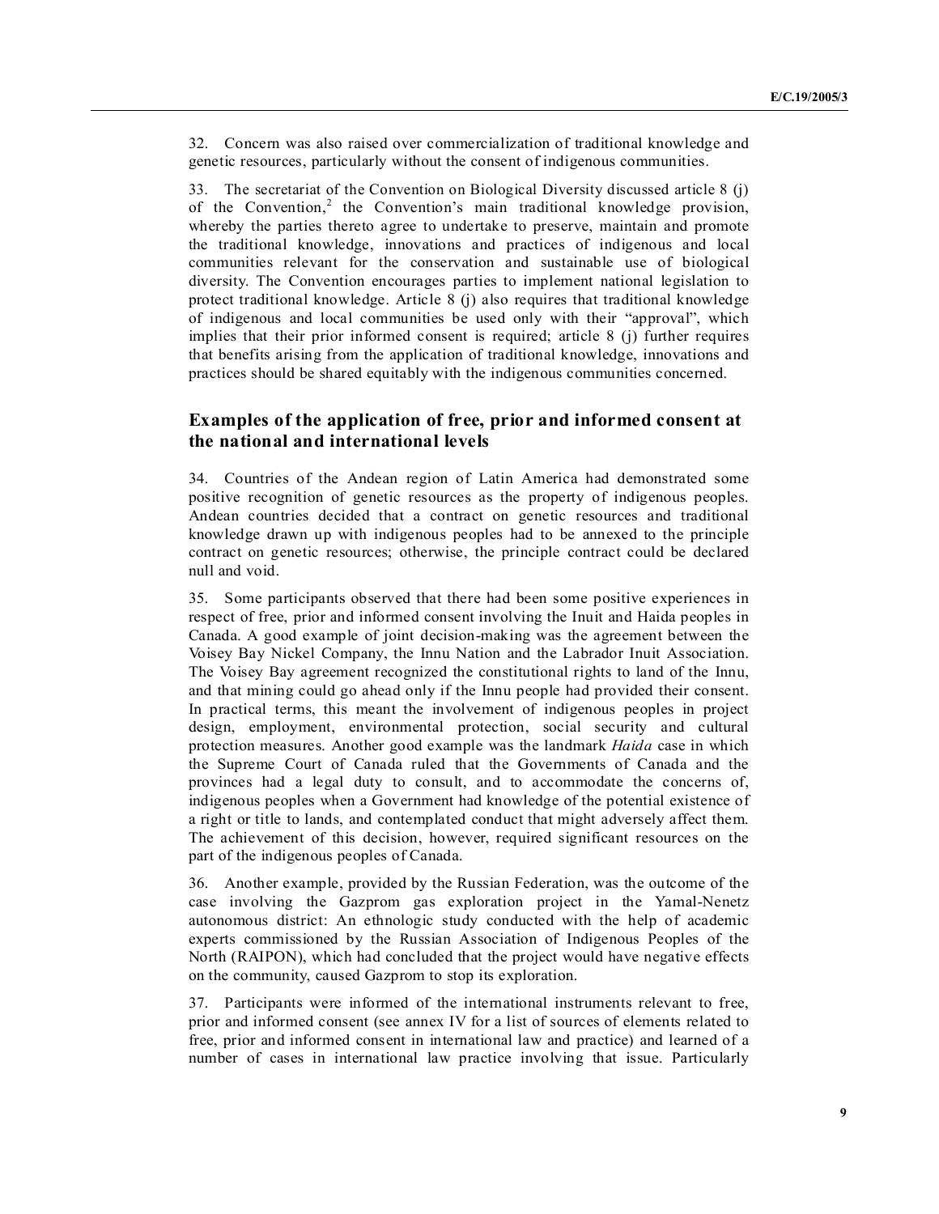32. Concern was also raised over commercialization of traditional knowledge and genetic resources, particularly without the consent of indigenous communities.

33. The secretariat of the Convention on Biological Diversity discussed article 8 (j) of the Convention,[2] the Convention's main traditional knowledge provision, whereby the parties thereto agree to undertake to preserve, maintain and promote the traditional knowledge, innovations and practices of indigenous and local communities relevant for the conservation and sustainable use of biological diversity. The Convention encourages parties to implement national legislation to protect traditional knowledge. Article 8 (j) also requires that traditional knowledge of indigenous and local communities be used only with their "approval", which implies that their prior informed consent is required; article 8 (j) further requires that benefits arising from the application of traditional knowledge, innovations and practices should be shared equitably with the indigenous communities concerned.

## Examples of the application of free, prior and informed consent at the national and international levels

34. Countries of the Andean region of Latin America had demonstrated some positive recognition of genetic resources as the property of indigenous peoples. Andean countries decided that a contract on genetic resources and traditional knowledge drawn up with indigenous peoples had to be annexed to the principle contract on genetic resources; otherwise, the principle contract could be declared null and void.

35. Some participants observed that there had been some positive experiences in respect of free, prior and informed consent involving the Inuit and Haida peoples in Canada. A good example of joint decision-making was the agreement between the Voisey Bay Nickel Company, the Innu Nation and the Labrador Inuit Association. The Voisey Bay agreement recognized the constitutional rights to land of the Innu, and that mining could go ahead only if the Innu people had provided their consent. In practical terms, this meant the involvement of indigenous peoples in project design, employment, environmental protection, social security and cultural protection measures. Another good example was the landmark *Haida* case in which the Supreme Court of Canada ruled that the Governments of Canada and the provinces had a legal duty to consult, and to accommodate the concerns of, indigenous peoples when a Government had knowledge of the potential existence of a right or title to lands, and contemplated conduct that might adversely affect them. The achievement of this decision, however, required significant resources on the part of the indigenous peoples of Canada.

36. Another example, provided by the Russian Federation, was the outcome of the case involving the Gazprom gas exploration project in the Yamal-Nenetz autonomous district: An ethnologic study conducted with the help of academic experts commissioned by the Russian Association of Indigenous Peoples of the North (RAIPON), which had concluded that the project would have negative effects on the community, caused Gazprom to stop its exploration.

37. Participants were informed of the international instruments relevant to free, prior and informed consent (see annex IV for a list of sources of elements related to free, prior and informed consent in international law and practice) and learned of a number of cases in international law practice involving that issue. Particularly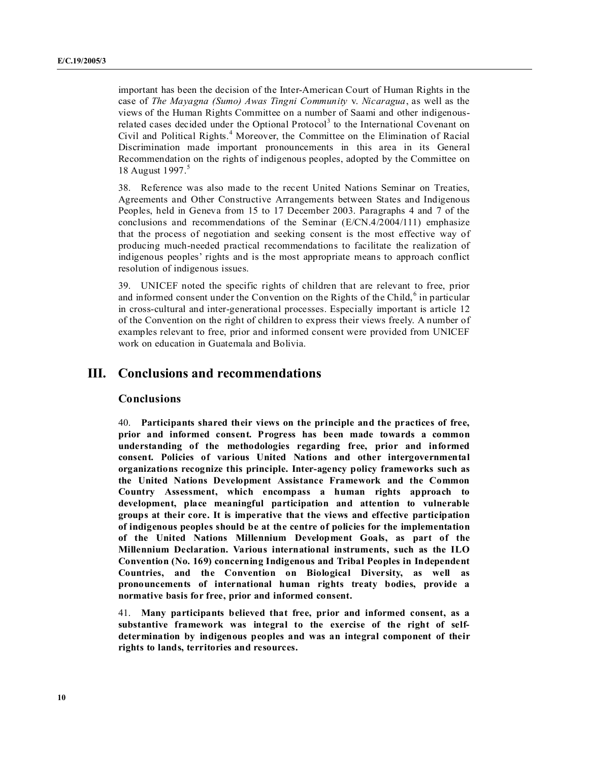important has been the decision of the Inter-American Court of Human Rights in the case of *The Mayagna (Sumo) Awas Tingni Community* v. *Nicaragua*, as well as the views of the Human Rights Committee on a number of Saami and other indigenous-related cases decided under the Optional Protocol[3] to the International Covenant on Civil and Political Rights.[4] Moreover, the Committee on the Elimination of Racial Discrimination made important pronouncements in this area in its General Recommendation on the rights of indigenous peoples, adopted by the Committee on 18 August 1997.[5]

38. Reference was also made to the recent United Nations Seminar on Treaties, Agreements and Other Constructive Arrangements between States and Indigenous Peoples, held in Geneva from 15 to 17 December 2003. Paragraphs 4 and 7 of the conclusions and recommendations of the Seminar (E/CN.4/2004/111) emphasize that the process of negotiation and seeking consent is the most effective way of producing much-needed practical recommendations to facilitate the realization of indigenous peoples' rights and is the most appropriate means to approach conflict resolution of indigenous issues.

39. UNICEF noted the specific rights of children that are relevant to free, prior and informed consent under the Convention on the Rights of the Child,[6] in particular in cross-cultural and inter-generational processes. Especially important is article 12 of the Convention on the right of children to express their views freely. A number of examples relevant to free, prior and informed consent were provided from UNICEF work on education in Guatemala and Bolivia.

# III. Conclusions and recommendations

## Conclusions

40. **Participants shared their views on the principle and the practices of free, prior and informed consent. Progress has been made towards a common understanding of the methodologies regarding free, prior and informed consent. Policies of various United Nations and other intergovernmental organizations recognize this principle. Inter-agency policy frameworks such as the United Nations Development Assistance Framework and the Common Country Assessment, which encompass a human rights approach to development, place meaningful participation and attention to vulnerable groups at their core. It is imperative that the views and effective participation of indigenous peoples should be at the centre of policies for the implementation of the United Nations Millennium Development Goals, as part of the Millennium Declaration. Various international instruments, such as the ILO Convention (No. 169) concerning Indigenous and Tribal Peoples in Independent Countries, and the Convention on Biological Diversity, as well as pronouncements of international human rights treaty bodies, provide a normative basis for free, prior and informed consent.**

41. **Many participants believed that free, prior and informed consent, as a substantive framework was integral to the exercise of the right of self-determination by indigenous peoples and was an integral component of their rights to lands, territories and resources.**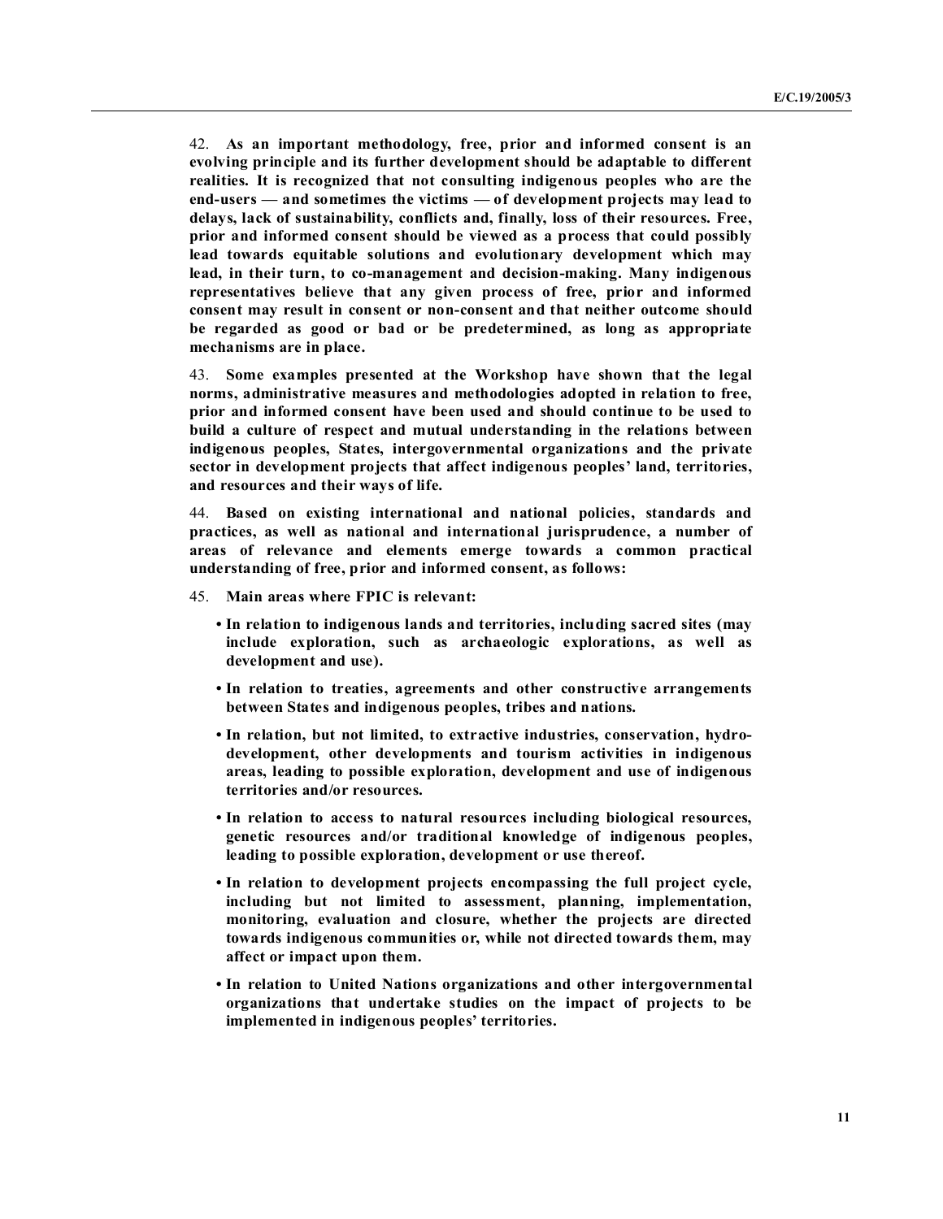42. **As an important methodology, free, prior and informed consent is an evolving principle and its further development should be adaptable to different realities. It is recognized that not consulting indigenous peoples who are the end-users — and sometimes the victims — of development projects may lead to delays, lack of sustainability, conflicts and, finally, loss of their resources. Free, prior and informed consent should be viewed as a process that could possibly lead towards equitable solutions and evolutionary development which may lead, in their turn, to co-management and decision-making. Many indigenous representatives believe that any given process of free, prior and informed consent may result in consent or non-consent and that neither outcome should be regarded as good or bad or be predetermined, as long as appropriate mechanisms are in place.**

43. **Some examples presented at the Workshop have shown that the legal norms, administrative measures and methodologies adopted in relation to free, prior and informed consent have been used and should continue to be used to build a culture of respect and mutual understanding in the relations between indigenous peoples, States, intergovernmental organizations and the private sector in development projects that affect indigenous peoples' land, territories, and resources and their ways of life.**

44. **Based on existing international and national policies, standards and practices, as well as national and international jurisprudence, a number of areas of relevance and elements emerge towards a common practical understanding of free, prior and informed consent, as follows:**

45. **Main areas where FPIC is relevant:**

- **In relation to indigenous lands and territories, including sacred sites (may include exploration, such as archaeologic explorations, as well as development and use).**
- **In relation to treaties, agreements and other constructive arrangements between States and indigenous peoples, tribes and nations.**
- **In relation, but not limited, to extractive industries, conservation, hydro-development, other developments and tourism activities in indigenous areas, leading to possible exploration, development and use of indigenous territories and/or resources.**
- **In relation to access to natural resources including biological resources, genetic resources and/or traditional knowledge of indigenous peoples, leading to possible exploration, development or use thereof.**
- **In relation to development projects encompassing the full project cycle, including but not limited to assessment, planning, implementation, monitoring, evaluation and closure, whether the projects are directed towards indigenous communities or, while not directed towards them, may affect or impact upon them.**
- **In relation to United Nations organizations and other intergovernmental organizations that undertake studies on the impact of projects to be implemented in indigenous peoples' territories.**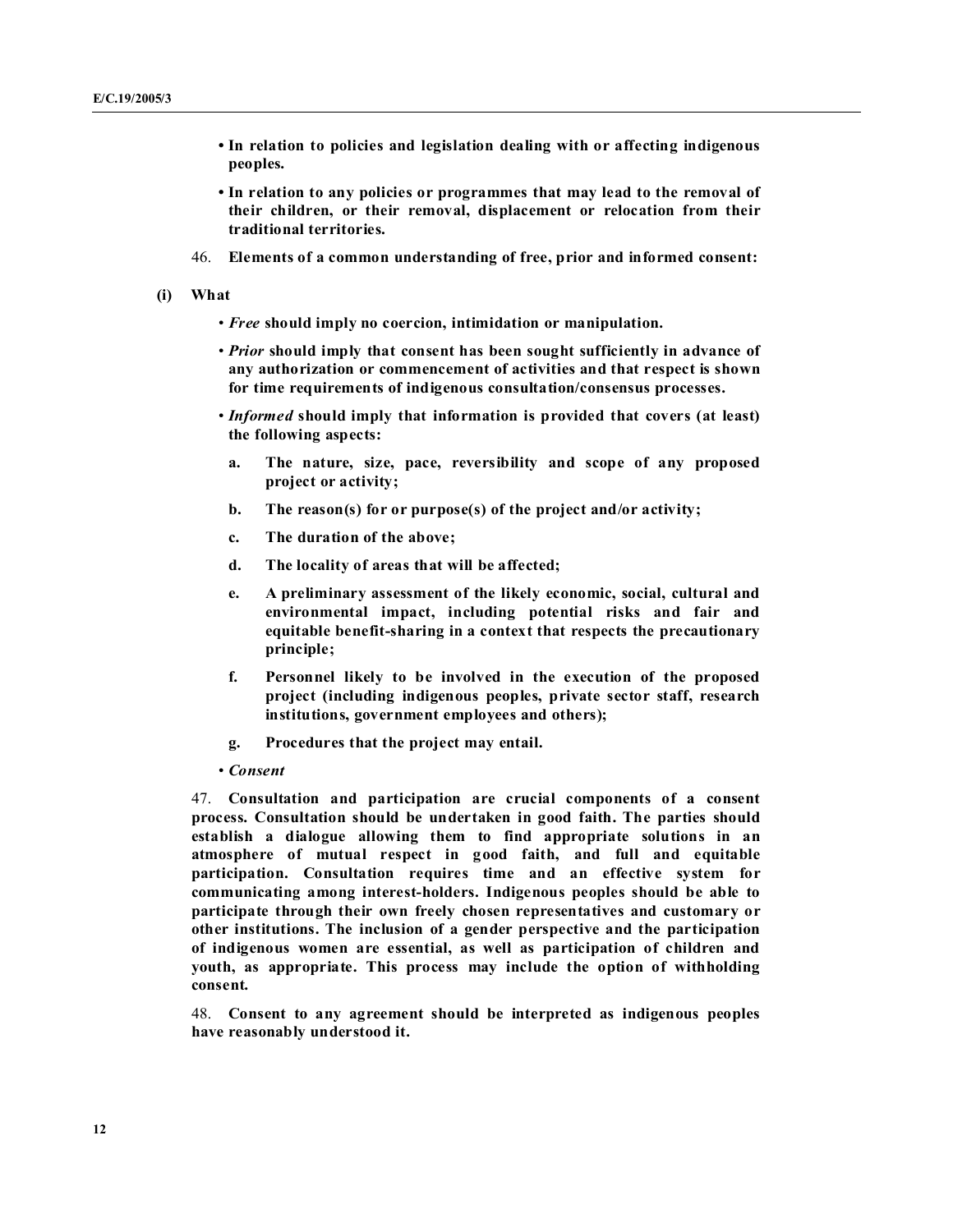- **In relation to policies and legislation dealing with or affecting indigenous peoples.**
- **In relation to any policies or programmes that may lead to the removal of their children, or their removal, displacement or relocation from their traditional territories.**

46. **Elements of a common understanding of free, prior and informed consent:**

**(i) What**

- ***Free*** **should imply no coercion, intimidation or manipulation.**
- ***Prior*** **should imply that consent has been sought sufficiently in advance of any authorization or commencement of activities and that respect is shown for time requirements of indigenous consultation/consensus processes.**
- ***Informed*** **should imply that information is provided that covers (at least) the following aspects:**
  - a. **The nature, size, pace, reversibility and scope of any proposed project or activity;**
  - b. **The reason(s) for or purpose(s) of the project and/or activity;**
  - c. **The duration of the above;**
  - d. **The locality of areas that will be affected;**
  - e. **A preliminary assessment of the likely economic, social, cultural and environmental impact, including potential risks and fair and equitable benefit-sharing in a context that respects the precautionary principle;**
  - f. **Personnel likely to be involved in the execution of the proposed project (including indigenous peoples, private sector staff, research institutions, government employees and others);**
  - g. **Procedures that the project may entail.**
- ***Consent***

47. **Consultation and participation are crucial components of a consent process. Consultation should be undertaken in good faith. The parties should establish a dialogue allowing them to find appropriate solutions in an atmosphere of mutual respect in good faith, and full and equitable participation. Consultation requires time and an effective system for communicating among interest-holders. Indigenous peoples should be able to participate through their own freely chosen representatives and customary or other institutions. The inclusion of a gender perspective and the participation of indigenous women are essential, as well as participation of children and youth, as appropriate. This process may include the option of withholding consent.**

48. **Consent to any agreement should be interpreted as indigenous peoples have reasonably understood it.**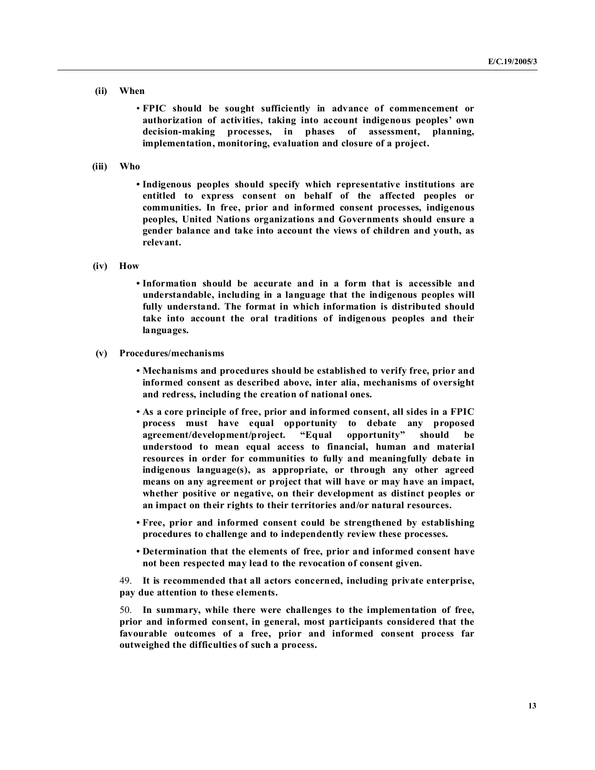**(ii) When**

- **FPIC should be sought sufficiently in advance of commencement or authorization of activities, taking into account indigenous peoples' own decision-making processes, in phases of assessment, planning, implementation, monitoring, evaluation and closure of a project.**

**(iii) Who**

- **Indigenous peoples should specify which representative institutions are entitled to express consent on behalf of the affected peoples or communities. In free, prior and informed consent processes, indigenous peoples, United Nations organizations and Governments should ensure a gender balance and take into account the views of children and youth, as relevant.**

**(iv) How**

- **Information should be accurate and in a form that is accessible and understandable, including in a language that the indigenous peoples will fully understand. The format in which information is distributed should take into account the oral traditions of indigenous peoples and their languages.**

**(v) Procedures/mechanisms**

- **Mechanisms and procedures should be established to verify free, prior and informed consent as described above, inter alia, mechanisms of oversight and redress, including the creation of national ones.**
- **As a core principle of free, prior and informed consent, all sides in a FPIC process must have equal opportunity to debate any proposed agreement/development/project. "Equal opportunity" should be understood to mean equal access to financial, human and material resources in order for communities to fully and meaningfully debate in indigenous language(s), as appropriate, or through any other agreed means on any agreement or project that will have or may have an impact, whether positive or negative, on their development as distinct peoples or an impact on their rights to their territories and/or natural resources.**
- **Free, prior and informed consent could be strengthened by establishing procedures to challenge and to independently review these processes.**
- **Determination that the elements of free, prior and informed consent have not been respected may lead to the revocation of consent given.**

49. **It is recommended that all actors concerned, including private enterprise, pay due attention to these elements.**

50. **In summary, while there were challenges to the implementation of free, prior and informed consent, in general, most participants considered that the favourable outcomes of a free, prior and informed consent process far outweighed the difficulties of such a process.**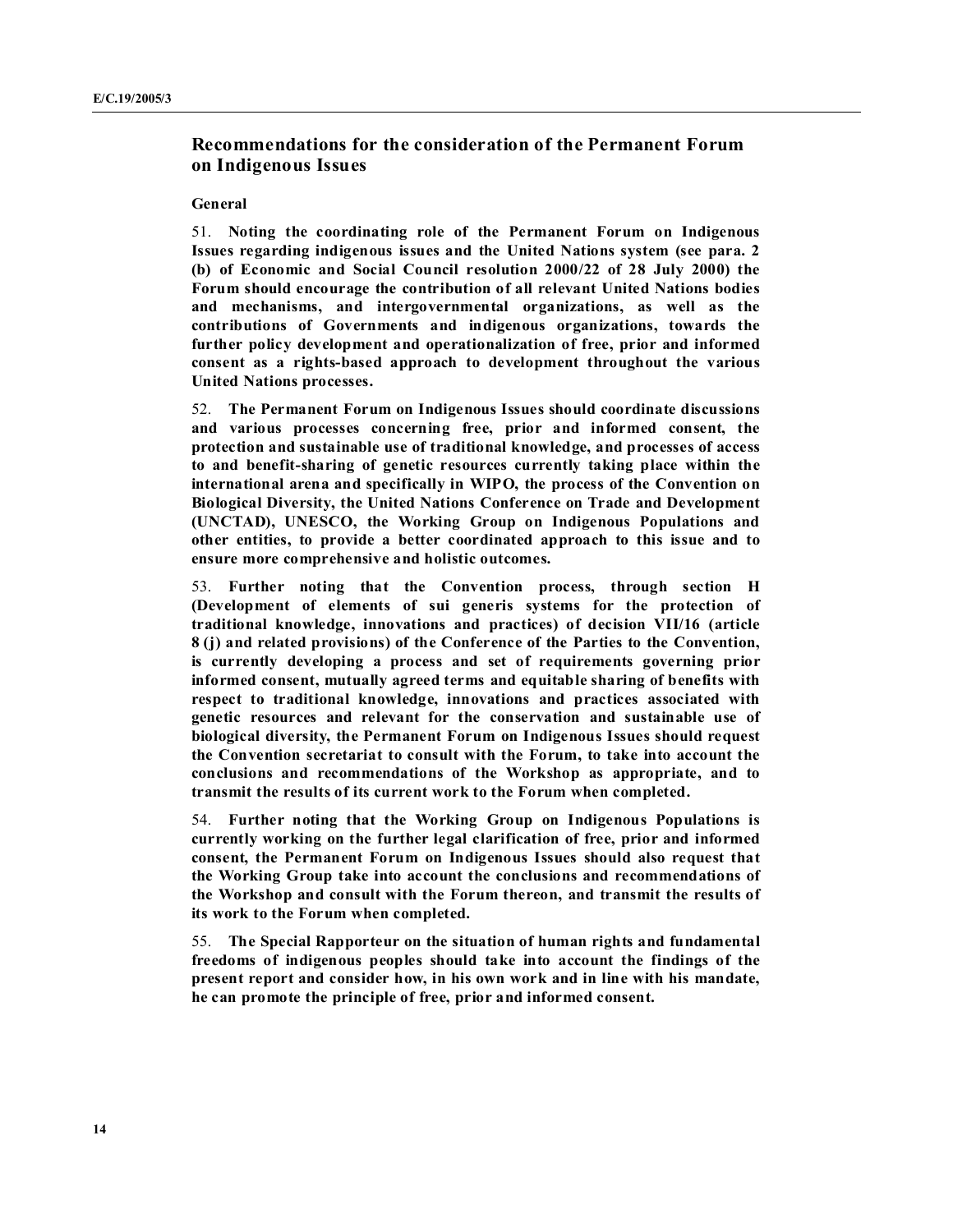## Recommendations for the consideration of the Permanent Forum on Indigenous Issues

### General

51. **Noting the coordinating role of the Permanent Forum on Indigenous Issues regarding indigenous issues and the United Nations system (see para. 2 (b) of Economic and Social Council resolution 2000/22 of 28 July 2000) the Forum should encourage the contribution of all relevant United Nations bodies and mechanisms, and intergovernmental organizations, as well as the contributions of Governments and indigenous organizations, towards the further policy development and operationalization of free, prior and informed consent as a rights-based approach to development throughout the various United Nations processes.**

52. **The Permanent Forum on Indigenous Issues should coordinate discussions and various processes concerning free, prior and informed consent, the protection and sustainable use of traditional knowledge, and processes of access to and benefit-sharing of genetic resources currently taking place within the international arena and specifically in WIPO, the process of the Convention on Biological Diversity, the United Nations Conference on Trade and Development (UNCTAD), UNESCO, the Working Group on Indigenous Populations and other entities, to provide a better coordinated approach to this issue and to ensure more comprehensive and holistic outcomes.**

53. **Further noting that the Convention process, through section H (Development of elements of sui generis systems for the protection of traditional knowledge, innovations and practices) of decision VII/16 (article 8 (j) and related provisions) of the Conference of the Parties to the Convention, is currently developing a process and set of requirements governing prior informed consent, mutually agreed terms and equitable sharing of benefits with respect to traditional knowledge, innovations and practices associated with genetic resources and relevant for the conservation and sustainable use of biological diversity, the Permanent Forum on Indigenous Issues should request the Convention secretariat to consult with the Forum, to take into account the conclusions and recommendations of the Workshop as appropriate, and to transmit the results of its current work to the Forum when completed.**

54. **Further noting that the Working Group on Indigenous Populations is currently working on the further legal clarification of free, prior and informed consent, the Permanent Forum on Indigenous Issues should also request that the Working Group take into account the conclusions and recommendations of the Workshop and consult with the Forum thereon, and transmit the results of its work to the Forum when completed.**

55. **The Special Rapporteur on the situation of human rights and fundamental freedoms of indigenous peoples should take into account the findings of the present report and consider how, in his own work and in line with his mandate, he can promote the principle of free, prior and informed consent.**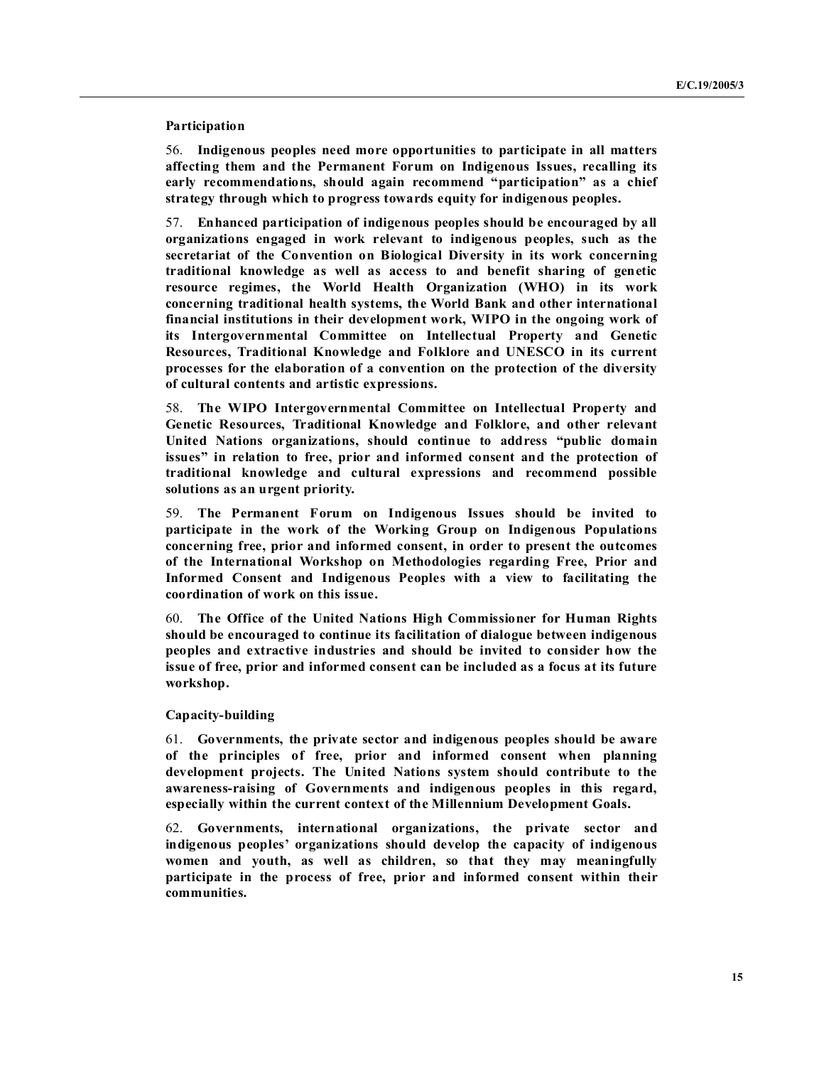### Participation

56. **Indigenous peoples need more opportunities to participate in all matters affecting them and the Permanent Forum on Indigenous Issues, recalling its early recommendations, should again recommend "participation" as a chief strategy through which to progress towards equity for indigenous peoples.**

57. **Enhanced participation of indigenous peoples should be encouraged by all organizations engaged in work relevant to indigenous peoples, such as the secretariat of the Convention on Biological Diversity in its work concerning traditional knowledge as well as access to and benefit sharing of genetic resource regimes, the World Health Organization (WHO) in its work concerning traditional health systems, the World Bank and other international financial institutions in their development work, WIPO in the ongoing work of its Intergovernmental Committee on Intellectual Property and Genetic Resources, Traditional Knowledge and Folklore and UNESCO in its current processes for the elaboration of a convention on the protection of the diversity of cultural contents and artistic expressions.**

58. **The WIPO Intergovernmental Committee on Intellectual Property and Genetic Resources, Traditional Knowledge and Folklore, and other relevant United Nations organizations, should continue to address "public domain issues" in relation to free, prior and informed consent and the protection of traditional knowledge and cultural expressions and recommend possible solutions as an urgent priority.**

59. **The Permanent Forum on Indigenous Issues should be invited to participate in the work of the Working Group on Indigenous Populations concerning free, prior and informed consent, in order to present the outcomes of the International Workshop on Methodologies regarding Free, Prior and Informed Consent and Indigenous Peoples with a view to facilitating the coordination of work on this issue.**

60. **The Office of the United Nations High Commissioner for Human Rights should be encouraged to continue its facilitation of dialogue between indigenous peoples and extractive industries and should be invited to consider how the issue of free, prior and informed consent can be included as a focus at its future workshop.**

### Capacity-building

61. **Governments, the private sector and indigenous peoples should be aware of the principles of free, prior and informed consent when planning development projects. The United Nations system should contribute to the awareness-raising of Governments and indigenous peoples in this regard, especially within the current context of the Millennium Development Goals.**

62. **Governments, international organizations, the private sector and indigenous peoples' organizations should develop the capacity of indigenous women and youth, as well as children, so that they may meaningfully participate in the process of free, prior and informed consent within their communities.**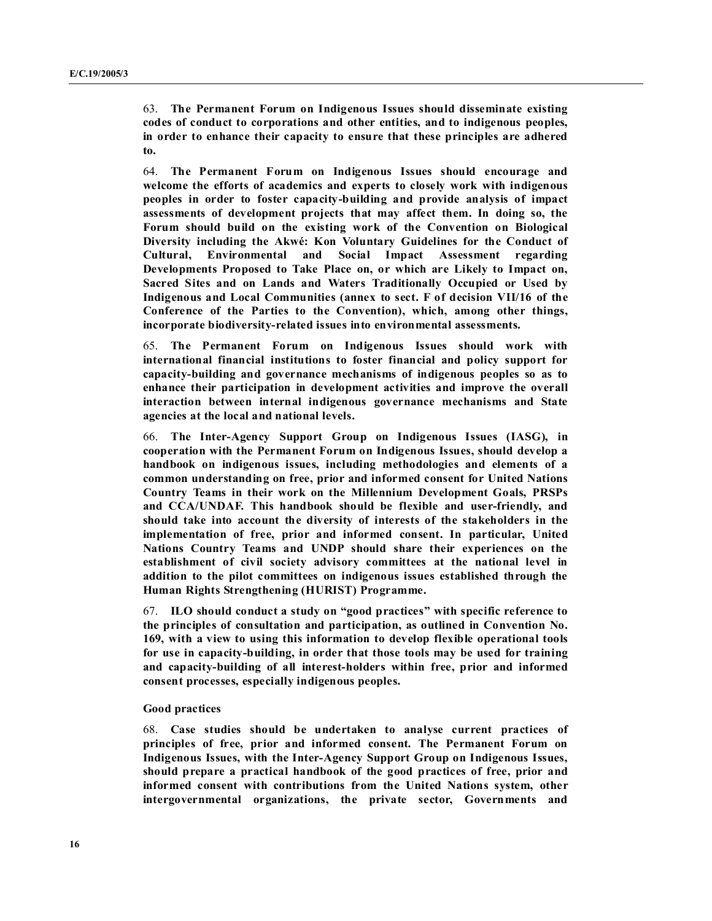63. **The Permanent Forum on Indigenous Issues should disseminate existing codes of conduct to corporations and other entities, and to indigenous peoples, in order to enhance their capacity to ensure that these principles are adhered to.**

64. **The Permanent Forum on Indigenous Issues should encourage and welcome the efforts of academics and experts to closely work with indigenous peoples in order to foster capacity-building and provide analysis of impact assessments of development projects that may affect them. In doing so, the Forum should build on the existing work of the Convention on Biological Diversity including the Akwé: Kon Voluntary Guidelines for the Conduct of Cultural, Environmental and Social Impact Assessment regarding Developments Proposed to Take Place on, or which are Likely to Impact on, Sacred Sites and on Lands and Waters Traditionally Occupied or Used by Indigenous and Local Communities (annex to sect. F of decision VII/16 of the Conference of the Parties to the Convention), which, among other things, incorporate biodiversity-related issues into environmental assessments.**

65. **The Permanent Forum on Indigenous Issues should work with international financial institutions to foster financial and policy support for capacity-building and governance mechanisms of indigenous peoples so as to enhance their participation in development activities and improve the overall interaction between internal indigenous governance mechanisms and State agencies at the local and national levels.**

66. **The Inter-Agency Support Group on Indigenous Issues (IASG), in cooperation with the Permanent Forum on Indigenous Issues, should develop a handbook on indigenous issues, including methodologies and elements of a common understanding on free, prior and informed consent for United Nations Country Teams in their work on the Millennium Development Goals, PRSPs and CCA/UNDAF. This handbook should be flexible and user-friendly, and should take into account the diversity of interests of the stakeholders in the implementation of free, prior and informed consent. In particular, United Nations Country Teams and UNDP should share their experiences on the establishment of civil society advisory committees at the national level in addition to the pilot committees on indigenous issues established through the Human Rights Strengthening (HURIST) Programme.**

67. **ILO should conduct a study on "good practices" with specific reference to the principles of consultation and participation, as outlined in Convention No. 169, with a view to using this information to develop flexible operational tools for use in capacity-building, in order that those tools may be used for training and capacity-building of all interest-holders within free, prior and informed consent processes, especially indigenous peoples.**

**Good practices**

68. **Case studies should be undertaken to analyse current practices of principles of free, prior and informed consent. The Permanent Forum on Indigenous Issues, with the Inter-Agency Support Group on Indigenous Issues, should prepare a practical handbook of the good practices of free, prior and informed consent with contributions from the United Nations system, other intergovernmental organizations, the private sector, Governments and**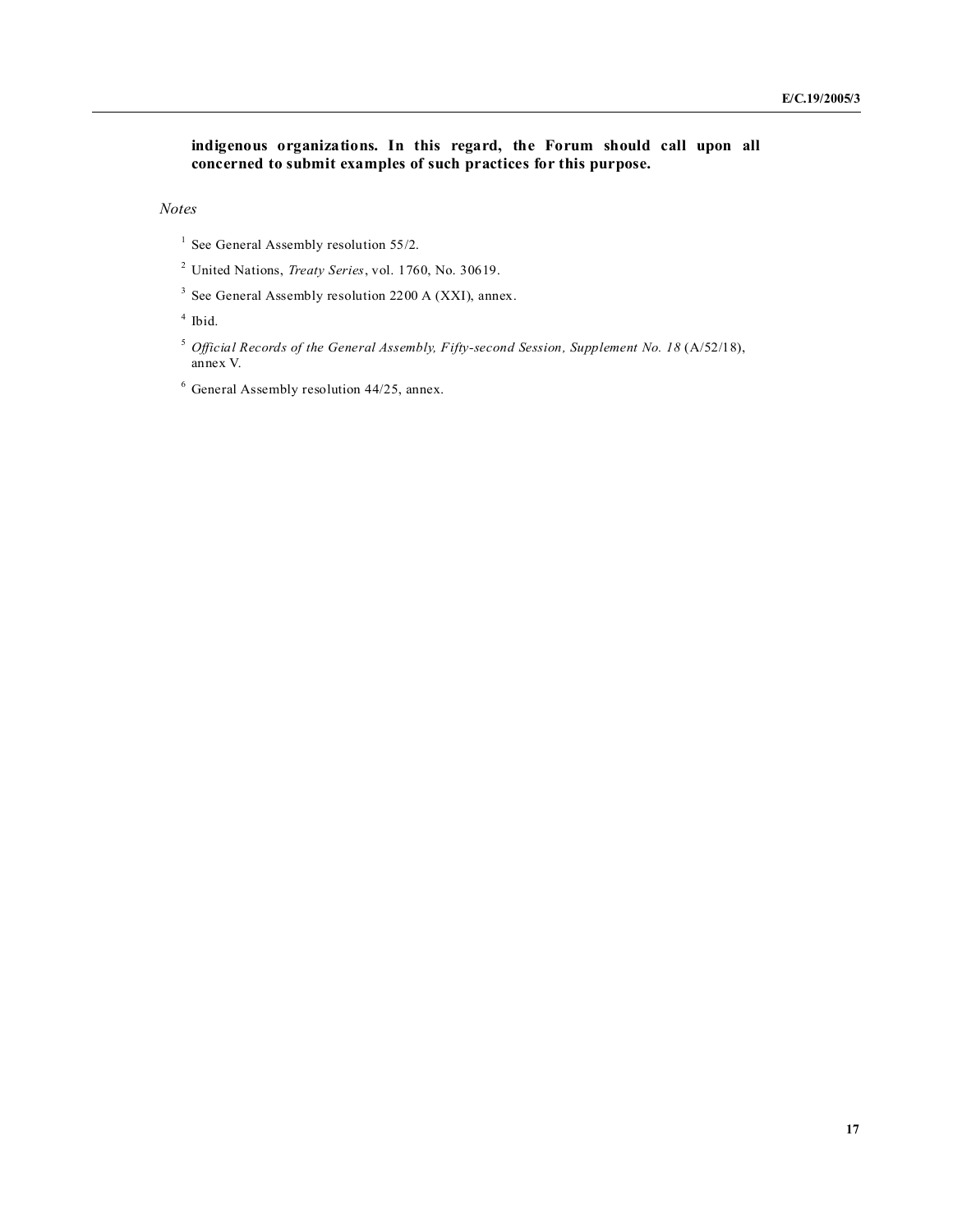**indigenous organizations. In this regard, the Forum should call upon all concerned to submit examples of such practices for this purpose.**

*Notes*

[1] See General Assembly resolution 55/2.

[2] United Nations, *Treaty Series*, vol. 1760, No. 30619.

[3] See General Assembly resolution 2200 A (XXI), annex.

[4] Ibid.

[5] *Official Records of the General Assembly, Fifty-second Session, Supplement No. 18* (A/52/18), annex V.

[6] General Assembly resolution 44/25, annex.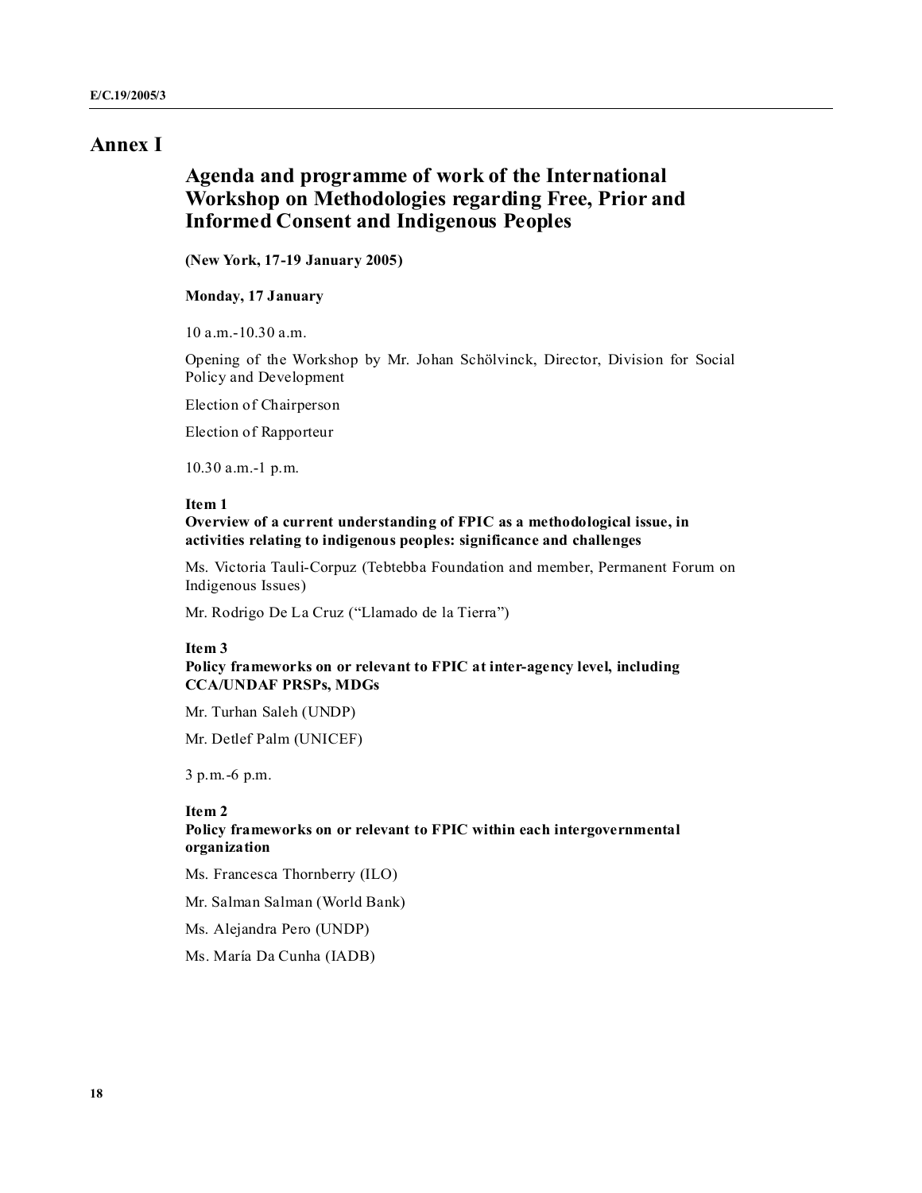# Annex I

## Agenda and programme of work of the International Workshop on Methodologies regarding Free, Prior and Informed Consent and Indigenous Peoples

**(New York, 17-19 January 2005)**

**Monday, 17 January**

10 a.m.-10.30 a.m.

Opening of the Workshop by Mr. Johan Schölvinck, Director, Division for Social Policy and Development

Election of Chairperson

Election of Rapporteur

10.30 a.m.-1 p.m.

**Item 1**
**Overview of a current understanding of FPIC as a methodological issue, in activities relating to indigenous peoples: significance and challenges**

Ms. Victoria Tauli-Corpuz (Tebtebba Foundation and member, Permanent Forum on Indigenous Issues)

Mr. Rodrigo De La Cruz ("Llamado de la Tierra")

**Item 3**
**Policy frameworks on or relevant to FPIC at inter-agency level, including CCA/UNDAF PRSPs, MDGs**

Mr. Turhan Saleh (UNDP)

Mr. Detlef Palm (UNICEF)

3 p.m.-6 p.m.

**Item 2**
**Policy frameworks on or relevant to FPIC within each intergovernmental organization**

Ms. Francesca Thornberry (ILO)

Mr. Salman Salman (World Bank)

Ms. Alejandra Pero (UNDP)

Ms. María Da Cunha (IADB)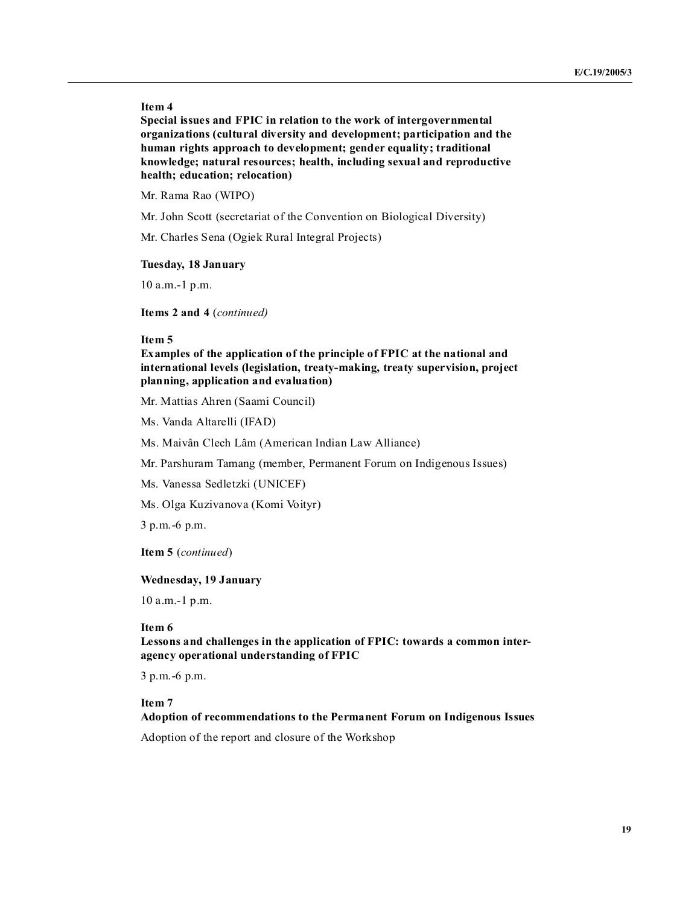**Item 4**

**Special issues and FPIC in relation to the work of intergovernmental organizations (cultural diversity and development; participation and the human rights approach to development; gender equality; traditional knowledge; natural resources; health, including sexual and reproductive health; education; relocation)**

Mr. Rama Rao (WIPO)

Mr. John Scott (secretariat of the Convention on Biological Diversity)

Mr. Charles Sena (Ogiek Rural Integral Projects)

**Tuesday, 18 January**

10 a.m.-1 p.m.

**Items 2 and 4** (*continued)*

**Item 5**

**Examples of the application of the principle of FPIC at the national and international levels (legislation, treaty-making, treaty supervision, project planning, application and evaluation)**

Mr. Mattias Ahren (Saami Council)

Ms. Vanda Altarelli (IFAD)

Ms. Maivân Clech Lâm (American Indian Law Alliance)

Mr. Parshuram Tamang (member, Permanent Forum on Indigenous Issues)

Ms. Vanessa Sedletzki (UNICEF)

Ms. Olga Kuzivanova (Komi Voityr)

3 p.m.-6 p.m.

**Item 5** (*continued*)

**Wednesday, 19 January**

10 a.m.-1 p.m.

**Item 6**

**Lessons and challenges in the application of FPIC: towards a common inter-agency operational understanding of FPIC**

3 p.m.-6 p.m.

**Item 7**

**Adoption of recommendations to the Permanent Forum on Indigenous Issues**

Adoption of the report and closure of the Workshop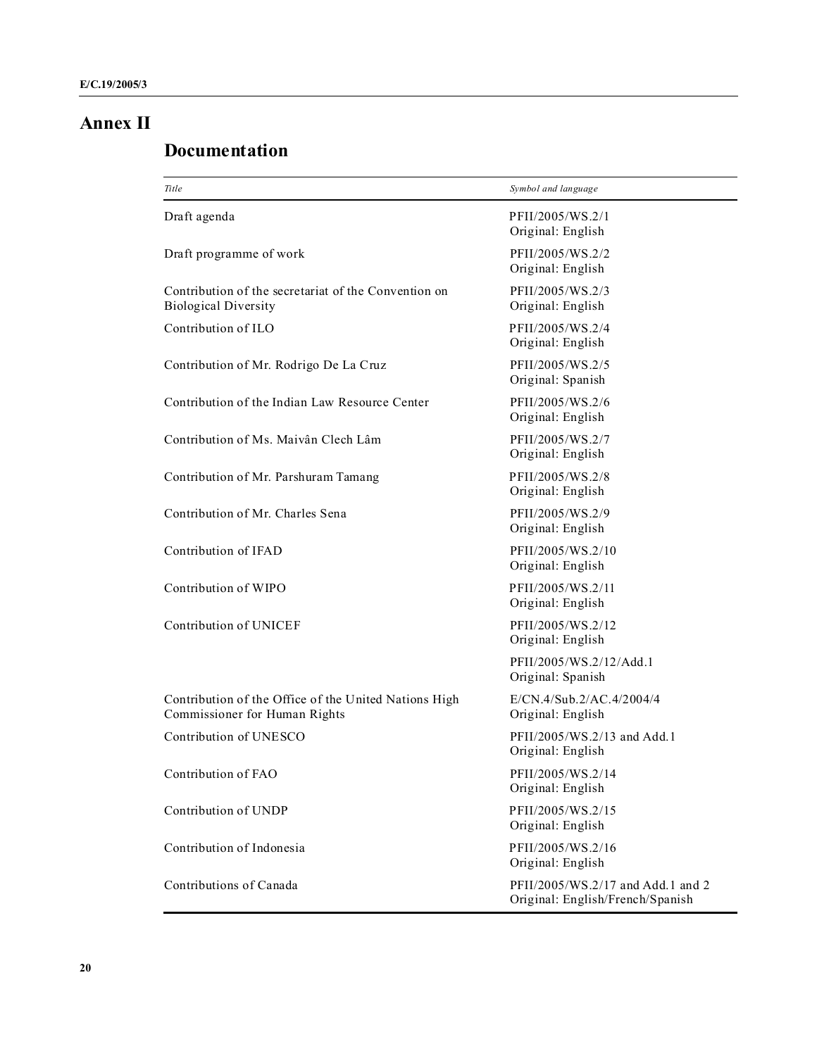# Annex II

## Documentation

| *Title* | *Symbol and language* |
|---|---|
| Draft agenda | PFII/2005/WS.2/1<br>Original: English |
| Draft programme of work | PFII/2005/WS.2/2<br>Original: English |
| Contribution of the secretariat of the Convention on Biological Diversity | PFII/2005/WS.2/3<br>Original: English |
| Contribution of ILO | PFII/2005/WS.2/4<br>Original: English |
| Contribution of Mr. Rodrigo De La Cruz | PFII/2005/WS.2/5<br>Original: Spanish |
| Contribution of the Indian Law Resource Center | PFII/2005/WS.2/6<br>Original: English |
| Contribution of Ms. Maivân Clech Lâm | PFII/2005/WS.2/7<br>Original: English |
| Contribution of Mr. Parshuram Tamang | PFII/2005/WS.2/8<br>Original: English |
| Contribution of Mr. Charles Sena | PFII/2005/WS.2/9<br>Original: English |
| Contribution of IFAD | PFII/2005/WS.2/10<br>Original: English |
| Contribution of WIPO | PFII/2005/WS.2/11<br>Original: English |
| Contribution of UNICEF | PFII/2005/WS.2/12<br>Original: English |
| | PFII/2005/WS.2/12/Add.1<br>Original: Spanish |
| Contribution of the Office of the United Nations High Commissioner for Human Rights | E/CN.4/Sub.2/AC.4/2004/4<br>Original: English |
| Contribution of UNESCO | PFII/2005/WS.2/13 and Add.1<br>Original: English |
| Contribution of FAO | PFII/2005/WS.2/14<br>Original: English |
| Contribution of UNDP | PFII/2005/WS.2/15<br>Original: English |
| Contribution of Indonesia | PFII/2005/WS.2/16<br>Original: English |
| Contributions of Canada | PFII/2005/WS.2/17 and Add.1 and 2<br>Original: English/French/Spanish |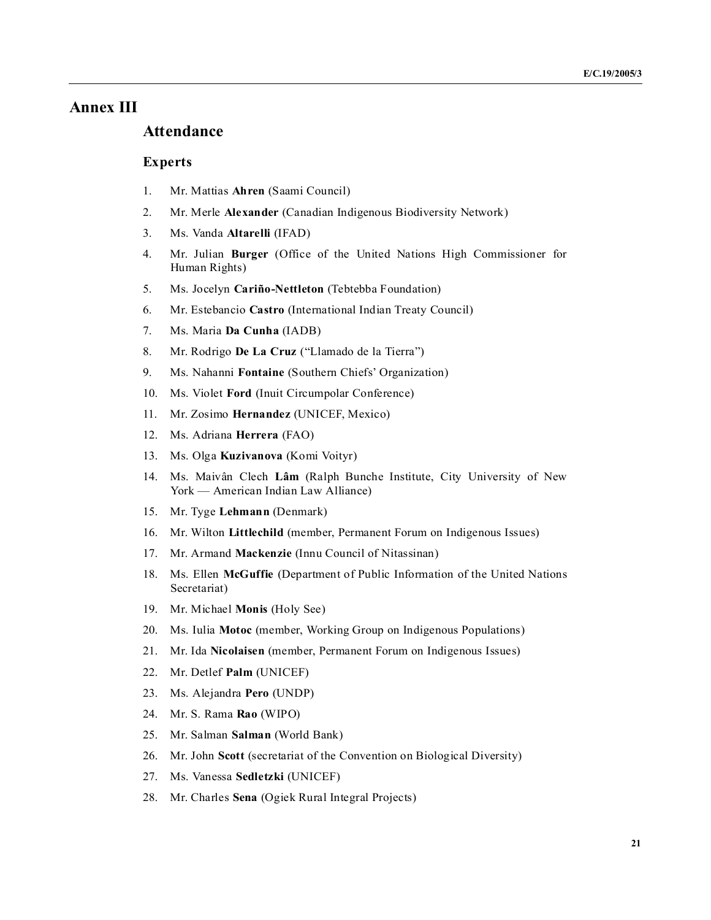# Annex III

## Attendance

### Experts

1. Mr. Mattias **Ahren** (Saami Council)
2. Mr. Merle **Alexander** (Canadian Indigenous Biodiversity Network)
3. Ms. Vanda **Altarelli** (IFAD)
4. Mr. Julian **Burger** (Office of the United Nations High Commissioner for Human Rights)
5. Ms. Jocelyn **Cariño-Nettleton** (Tebtebba Foundation)
6. Mr. Estebancio **Castro** (International Indian Treaty Council)
7. Ms. Maria **Da Cunha** (IADB)
8. Mr. Rodrigo **De La Cruz** ("Llamado de la Tierra")
9. Ms. Nahanni **Fontaine** (Southern Chiefs' Organization)
10. Ms. Violet **Ford** (Inuit Circumpolar Conference)
11. Mr. Zosimo **Hernandez** (UNICEF, Mexico)
12. Ms. Adriana **Herrera** (FAO)
13. Ms. Olga **Kuzivanova** (Komi Voityr)
14. Ms. Maivân Clech **Lâm** (Ralph Bunche Institute, City University of New York — American Indian Law Alliance)
15. Mr. Tyge **Lehmann** (Denmark)
16. Mr. Wilton **Littlechild** (member, Permanent Forum on Indigenous Issues)
17. Mr. Armand **Mackenzie** (Innu Council of Nitassinan)
18. Ms. Ellen **McGuffie** (Department of Public Information of the United Nations Secretariat)
19. Mr. Michael **Monis** (Holy See)
20. Ms. Iulia **Motoc** (member, Working Group on Indigenous Populations)
21. Mr. Ida **Nicolaisen** (member, Permanent Forum on Indigenous Issues)
22. Mr. Detlef **Palm** (UNICEF)
23. Ms. Alejandra **Pero** (UNDP)
24. Mr. S. Rama **Rao** (WIPO)
25. Mr. Salman **Salman** (World Bank)
26. Mr. John **Scott** (secretariat of the Convention on Biological Diversity)
27. Ms. Vanessa **Sedletzki** (UNICEF)
28. Mr. Charles **Sena** (Ogiek Rural Integral Projects)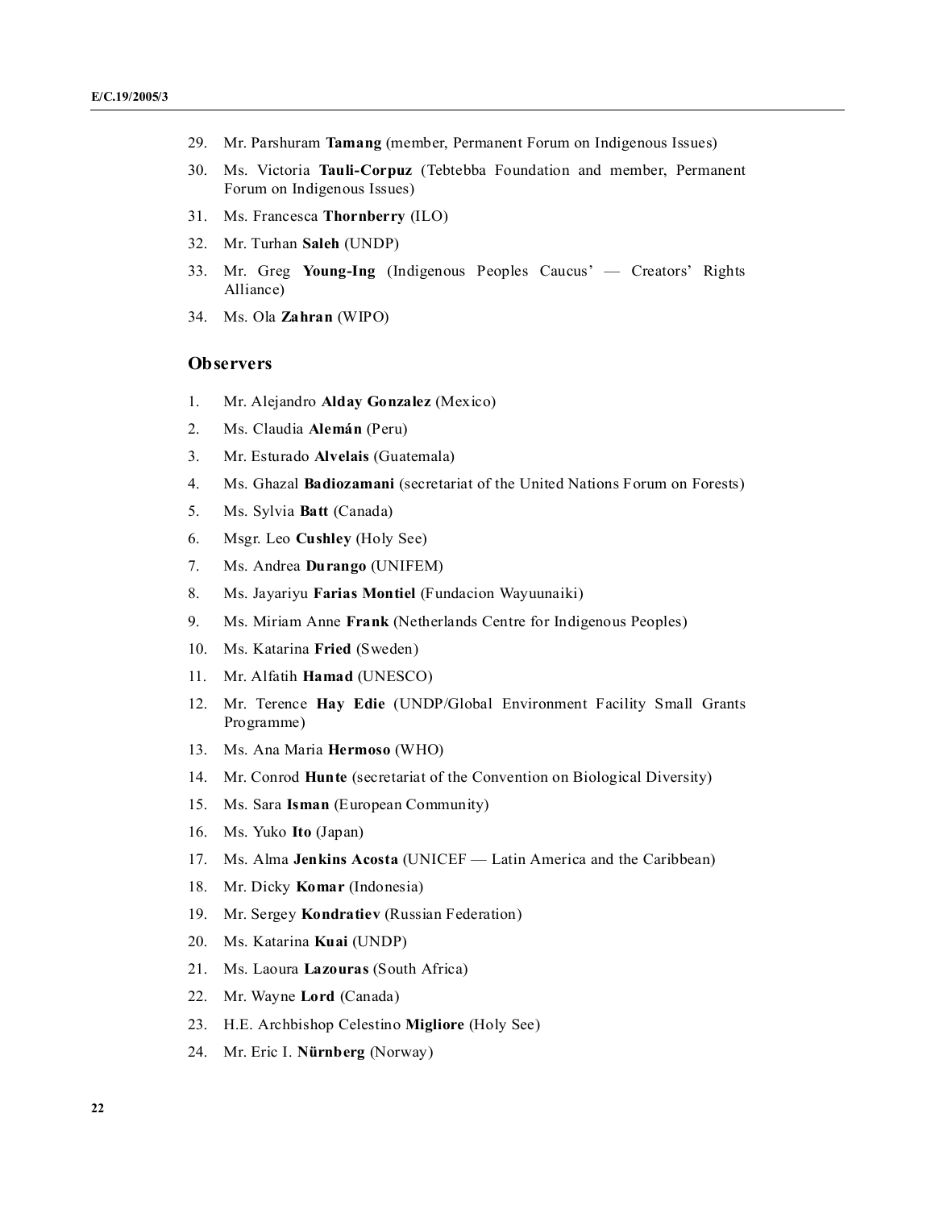29. Mr. Parshuram **Tamang** (member, Permanent Forum on Indigenous Issues)
30. Ms. Victoria **Tauli-Corpuz** (Tebtebba Foundation and member, Permanent Forum on Indigenous Issues)
31. Ms. Francesca **Thornberry** (ILO)
32. Mr. Turhan **Saleh** (UNDP)
33. Mr. Greg **Young-Ing** (Indigenous Peoples Caucus' — Creators' Rights Alliance)
34. Ms. Ola **Zahran** (WIPO)

## Observers

1. Mr. Alejandro **Alday Gonzalez** (Mexico)
2. Ms. Claudia **Alemán** (Peru)
3. Mr. Esturado **Alvelais** (Guatemala)
4. Ms. Ghazal **Badiozamani** (secretariat of the United Nations Forum on Forests)
5. Ms. Sylvia **Batt** (Canada)
6. Msgr. Leo **Cushley** (Holy See)
7. Ms. Andrea **Durango** (UNIFEM)
8. Ms. Jayariyu **Farias Montiel** (Fundacion Wayuunaiki)
9. Ms. Miriam Anne **Frank** (Netherlands Centre for Indigenous Peoples)
10. Ms. Katarina **Fried** (Sweden)
11. Mr. Alfatih **Hamad** (UNESCO)
12. Mr. Terence **Hay Edie** (UNDP/Global Environment Facility Small Grants Programme)
13. Ms. Ana Maria **Hermoso** (WHO)
14. Mr. Conrod **Hunte** (secretariat of the Convention on Biological Diversity)
15. Ms. Sara **Isman** (European Community)
16. Ms. Yuko **Ito** (Japan)
17. Ms. Alma **Jenkins Acosta** (UNICEF — Latin America and the Caribbean)
18. Mr. Dicky **Komar** (Indonesia)
19. Mr. Sergey **Kondratiev** (Russian Federation)
20. Ms. Katarina **Kuai** (UNDP)
21. Ms. Laoura **Lazouras** (South Africa)
22. Mr. Wayne **Lord** (Canada)
23. H.E. Archbishop Celestino **Migliore** (Holy See)
24. Mr. Eric I. **Nürnberg** (Norway)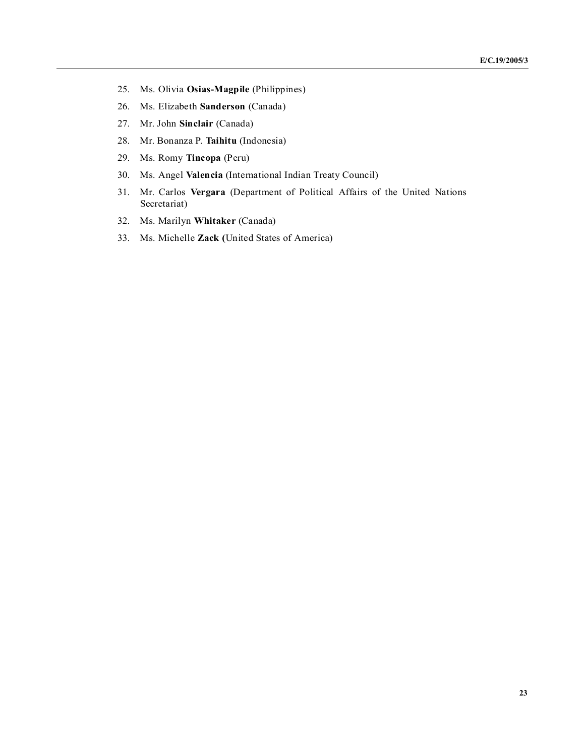25. Ms. Olivia **Osias-Magpile** (Philippines)

26. Ms. Elizabeth **Sanderson** (Canada)

27. Mr. John **Sinclair** (Canada)

28. Mr. Bonanza P. **Taihitu** (Indonesia)

29. Ms. Romy **Tincopa** (Peru)

30. Ms. Angel **Valencia** (International Indian Treaty Council)

31. Mr. Carlos **Vergara** (Department of Political Affairs of the United Nations Secretariat)

32. Ms. Marilyn **Whitaker** (Canada)

33. Ms. Michelle **Zack** (United States of America)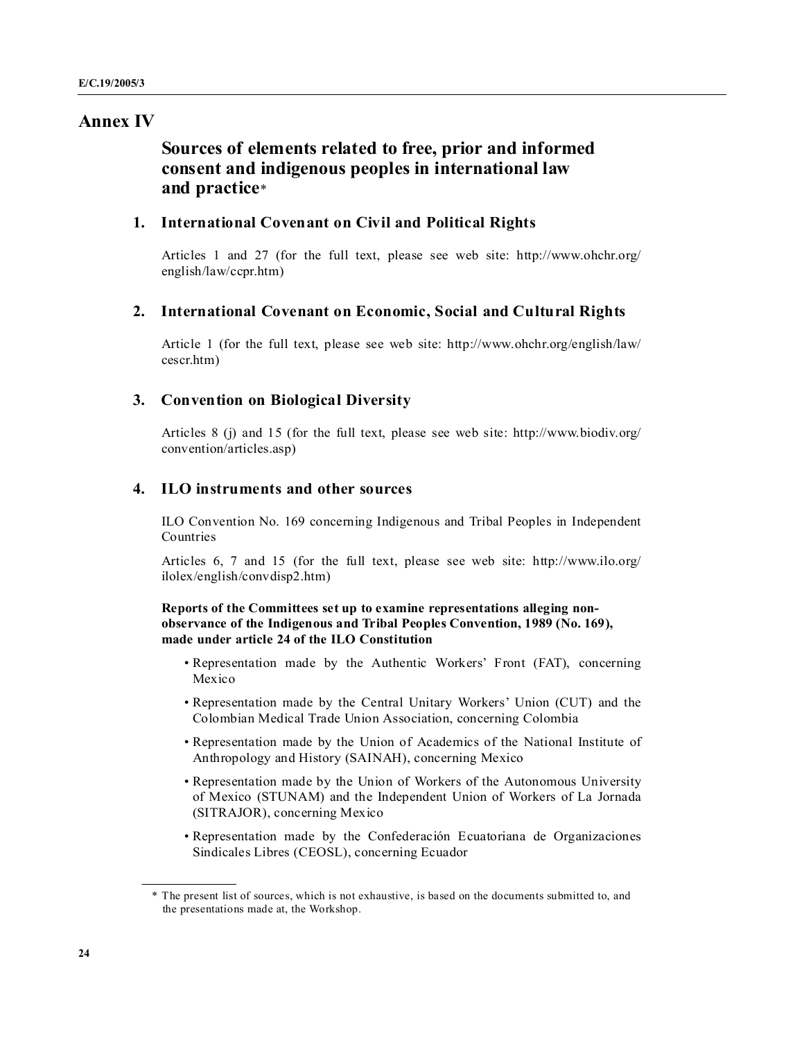# Annex IV

## Sources of elements related to free, prior and informed consent and indigenous peoples in international law and practice*

### 1. International Covenant on Civil and Political Rights

Articles 1 and 27 (for the full text, please see web site: http://www.ohchr.org/english/law/ccpr.htm)

### 2. International Covenant on Economic, Social and Cultural Rights

Article 1 (for the full text, please see web site: http://www.ohchr.org/english/law/cescr.htm)

### 3. Convention on Biological Diversity

Articles 8 (j) and 15 (for the full text, please see web site: http://www.biodiv.org/convention/articles.asp)

### 4. ILO instruments and other sources

ILO Convention No. 169 concerning Indigenous and Tribal Peoples in Independent Countries

Articles 6, 7 and 15 (for the full text, please see web site: http://www.ilo.org/ilolex/english/convdisp2.htm)

**Reports of the Committees set up to examine representations alleging non-observance of the Indigenous and Tribal Peoples Convention, 1989 (No. 169), made under article 24 of the ILO Constitution**

- Representation made by the Authentic Workers' Front (FAT), concerning Mexico
- Representation made by the Central Unitary Workers' Union (CUT) and the Colombian Medical Trade Union Association, concerning Colombia
- Representation made by the Union of Academics of the National Institute of Anthropology and History (SAINAH), concerning Mexico
- Representation made by the Union of Workers of the Autonomous University of Mexico (STUNAM) and the Independent Union of Workers of La Jornada (SITRAJOR), concerning Mexico
- Representation made by the Confederación Ecuatoriana de Organizaciones Sindicales Libres (CEOSL), concerning Ecuador

* The present list of sources, which is not exhaustive, is based on the documents submitted to, and the presentations made at, the Workshop.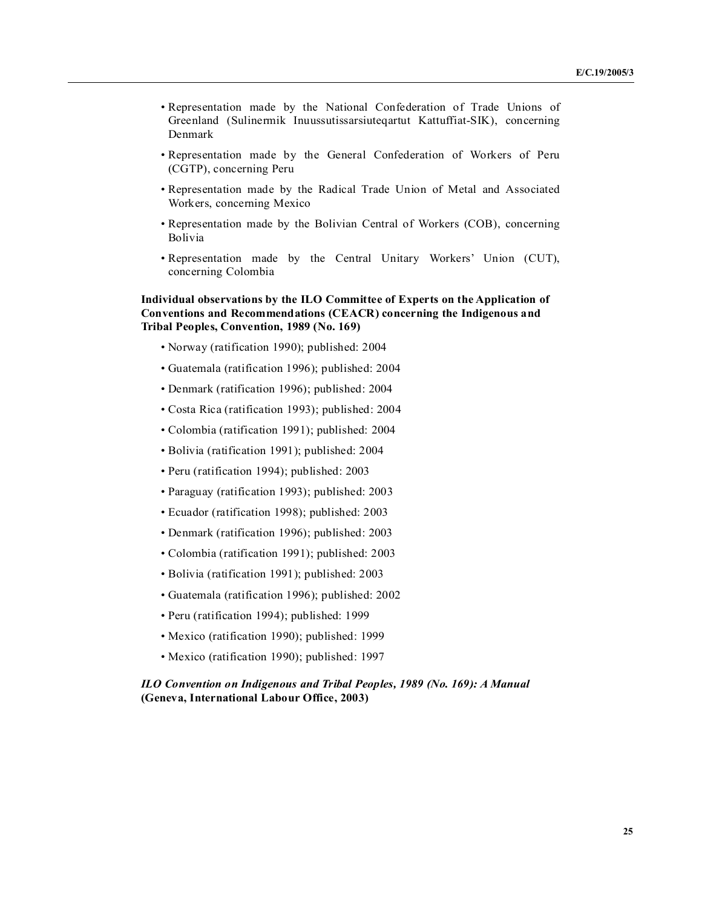- Representation made by the National Confederation of Trade Unions of Greenland (Sulinermik Inuussutissarsiuteqartut Kattuffiat-SIK), concerning Denmark
- Representation made by the General Confederation of Workers of Peru (CGTP), concerning Peru
- Representation made by the Radical Trade Union of Metal and Associated Workers, concerning Mexico
- Representation made by the Bolivian Central of Workers (COB), concerning Bolivia
- Representation made by the Central Unitary Workers' Union (CUT), concerning Colombia

**Individual observations by the ILO Committee of Experts on the Application of Conventions and Recommendations (CEACR) concerning the Indigenous and Tribal Peoples, Convention, 1989 (No. 169)**

- Norway (ratification 1990); published: 2004
- Guatemala (ratification 1996); published: 2004
- Denmark (ratification 1996); published: 2004
- Costa Rica (ratification 1993); published: 2004
- Colombia (ratification 1991); published: 2004
- Bolivia (ratification 1991); published: 2004
- Peru (ratification 1994); published: 2003
- Paraguay (ratification 1993); published: 2003
- Ecuador (ratification 1998); published: 2003
- Denmark (ratification 1996); published: 2003
- Colombia (ratification 1991); published: 2003
- Bolivia (ratification 1991); published: 2003
- Guatemala (ratification 1996); published: 2002
- Peru (ratification 1994); published: 1999
- Mexico (ratification 1990); published: 1999
- Mexico (ratification 1990); published: 1997

***ILO Convention on Indigenous and Tribal Peoples, 1989 (No. 169): A Manual* (Geneva, International Labour Office, 2003)**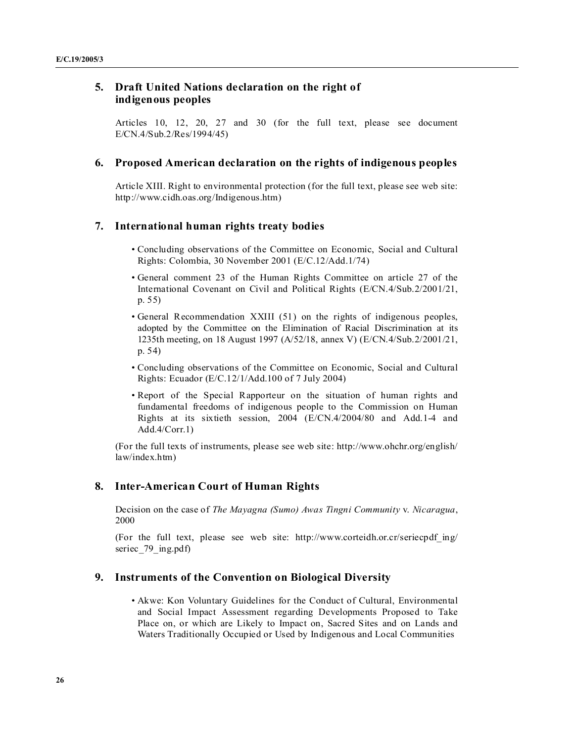## 5. Draft United Nations declaration on the right of indigenous peoples

Articles 10, 12, 20, 27 and 30 (for the full text, please see document E/CN.4/Sub.2/Res/1994/45)

## 6. Proposed American declaration on the rights of indigenous peoples

Article XIII. Right to environmental protection (for the full text, please see web site: http://www.cidh.oas.org/Indigenous.htm)

## 7. International human rights treaty bodies

- Concluding observations of the Committee on Economic, Social and Cultural Rights: Colombia, 30 November 2001 (E/C.12/Add.1/74)
- General comment 23 of the Human Rights Committee on article 27 of the International Covenant on Civil and Political Rights (E/CN.4/Sub.2/2001/21, p. 55)
- General Recommendation XXIII (51) on the rights of indigenous peoples, adopted by the Committee on the Elimination of Racial Discrimination at its 1235th meeting, on 18 August 1997 (A/52/18, annex V) (E/CN.4/Sub.2/2001/21, p. 54)
- Concluding observations of the Committee on Economic, Social and Cultural Rights: Ecuador (E/C.12/1/Add.100 of 7 July 2004)
- Report of the Special Rapporteur on the situation of human rights and fundamental freedoms of indigenous people to the Commission on Human Rights at its sixtieth session, 2004 (E/CN.4/2004/80 and Add.1-4 and Add.4/Corr.1)

(For the full texts of instruments, please see web site: http://www.ohchr.org/english/law/index.htm)

## 8. Inter-American Court of Human Rights

Decision on the case of *The Mayagna (Sumo) Awas Tingni Community* v. *Nicaragua*, 2000

(For the full text, please see web site: http://www.corteidh.or.cr/seriecpdf_ing/seriec_79_ing.pdf)

## 9. Instruments of the Convention on Biological Diversity

- Akwe: Kon Voluntary Guidelines for the Conduct of Cultural, Environmental and Social Impact Assessment regarding Developments Proposed to Take Place on, or which are Likely to Impact on, Sacred Sites and on Lands and Waters Traditionally Occupied or Used by Indigenous and Local Communities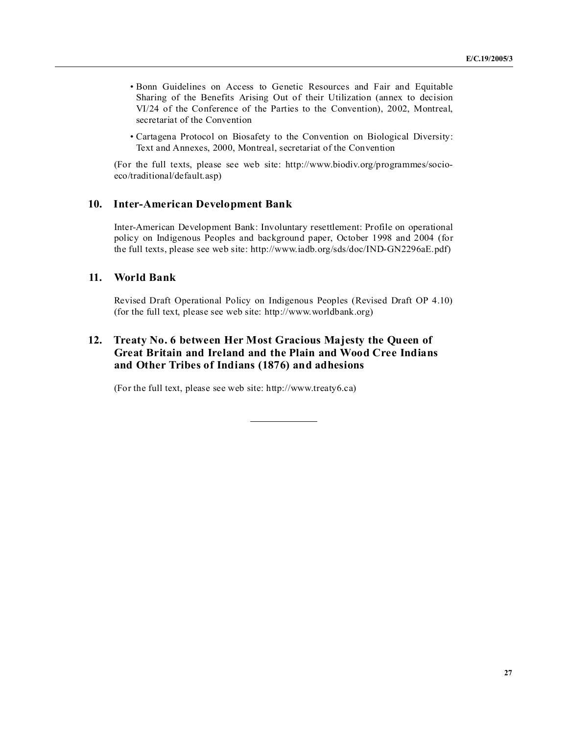- Bonn Guidelines on Access to Genetic Resources and Fair and Equitable Sharing of the Benefits Arising Out of their Utilization (annex to decision VI/24 of the Conference of the Parties to the Convention), 2002, Montreal, secretariat of the Convention
- Cartagena Protocol on Biosafety to the Convention on Biological Diversity: Text and Annexes, 2000, Montreal, secretariat of the Convention

(For the full texts, please see web site: http://www.biodiv.org/programmes/socio-eco/traditional/default.asp)

## 10. Inter-American Development Bank

Inter-American Development Bank: Involuntary resettlement: Profile on operational policy on Indigenous Peoples and background paper, October 1998 and 2004 (for the full texts, please see web site: http://www.iadb.org/sds/doc/IND-GN2296aE.pdf)

## 11. World Bank

Revised Draft Operational Policy on Indigenous Peoples (Revised Draft OP 4.10) (for the full text, please see web site: http://www.worldbank.org)

## 12. Treaty No. 6 between Her Most Gracious Majesty the Queen of Great Britain and Ireland and the Plain and Wood Cree Indians and Other Tribes of Indians (1876) and adhesions

(For the full text, please see web site: http://www.treaty6.ca)